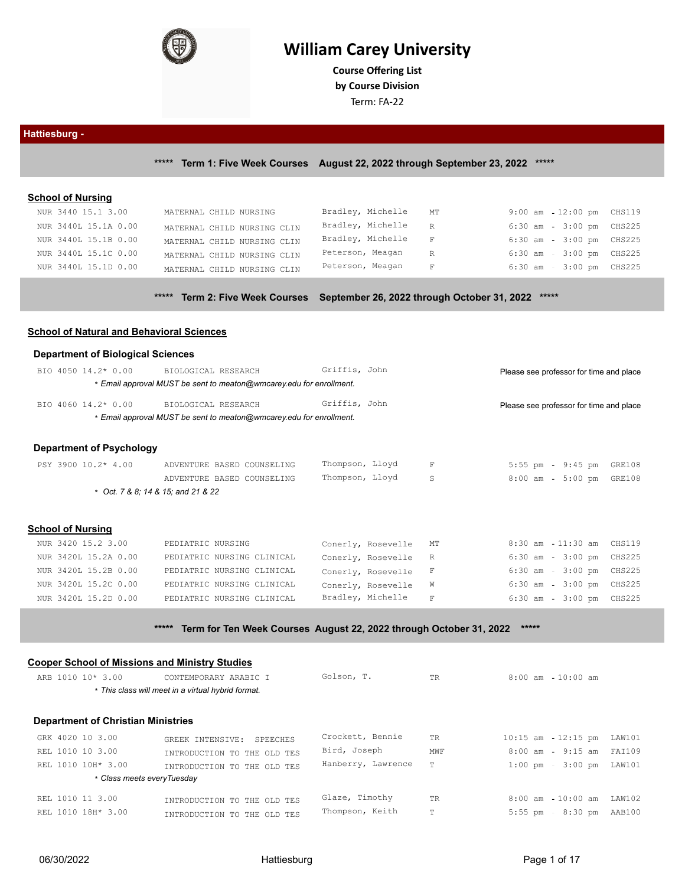# William Carey University

**Course Offering List**
**by Course Division**
Term: FA-22

## Hattiesburg -

### ***** Term 1: Five Week Courses August 22, 2022 through September 23, 2022 *****

#### School of Nursing

| Course | Title | Instructor | Days | Time | Room |
|---|---|---|---|---|---|
| NUR 3440 15.1 3.00 | MATERNAL CHILD NURSING | Bradley, Michelle | MT | 9:00 am - 12:00 pm | CHS119 |
| NUR 3440L 15.1A 0.00 | MATERNAL CHILD NURSING CLIN | Bradley, Michelle | R | 6:30 am - 3:00 pm | CHS225 |
| NUR 3440L 15.1B 0.00 | MATERNAL CHILD NURSING CLIN | Bradley, Michelle | F | 6:30 am - 3:00 pm | CHS225 |
| NUR 3440L 15.1C 0.00 | MATERNAL CHILD NURSING CLIN | Peterson, Meagan | R | 6:30 am - 3:00 pm | CHS225 |
| NUR 3440L 15.1D 0.00 | MATERNAL CHILD NURSING CLIN | Peterson, Meagan | F | 6:30 am - 3:00 pm | CHS225 |

### ***** Term 2: Five Week Courses September 26, 2022 through October 31, 2022 *****

#### School of Natural and Behavioral Sciences

##### Department of Biological Sciences

| Course | Title | Instructor | Days | Time | Room |
|---|---|---|---|---|---|
| BIO 4050 14.2* 0.00 | BIOLOGICAL RESEARCH | Griffis, John | | Please see professor for time and place | |
| | *\* Email approval MUST be sent to meaton@wmcarey.edu for enrollment.* | | | | |
| BIO 4060 14.2* 0.00 | BIOLOGICAL RESEARCH | Griffis, John | | Please see professor for time and place | |
| | *\* Email approval MUST be sent to meaton@wmcarey.edu for enrollment.* | | | | |

##### Department of Psychology

| Course | Title | Instructor | Days | Time | Room |
|---|---|---|---|---|---|
| PSY 3900 10.2* 4.00 | ADVENTURE BASED COUNSELING | Thompson, Lloyd | F | 5:55 pm - 9:45 pm | GRE108 |
| | ADVENTURE BASED COUNSELING | Thompson, Lloyd | S | 8:00 am - 5:00 pm | GRE108 |
| | *\* Oct. 7 & 8; 14 & 15; and 21 & 22* | | | | |

#### School of Nursing

| Course | Title | Instructor | Days | Time | Room |
|---|---|---|---|---|---|
| NUR 3420 15.2 3.00 | PEDIATRIC NURSING | Conerly, Rosevelle | MT | 8:30 am - 11:30 am | CHS119 |
| NUR 3420L 15.2A 0.00 | PEDIATRIC NURSING CLINICAL | Conerly, Rosevelle | R | 6:30 am - 3:00 pm | CHS225 |
| NUR 3420L 15.2B 0.00 | PEDIATRIC NURSING CLINICAL | Conerly, Rosevelle | F | 6:30 am - 3:00 pm | CHS225 |
| NUR 3420L 15.2C 0.00 | PEDIATRIC NURSING CLINICAL | Conerly, Rosevelle | W | 6:30 am - 3:00 pm | CHS225 |
| NUR 3420L 15.2D 0.00 | PEDIATRIC NURSING CLINICAL | Bradley, Michelle | F | 6:30 am - 3:00 pm | CHS225 |

### ***** Term for Ten Week Courses August 22, 2022 through October 31, 2022 *****

#### Cooper School of Missions and Ministry Studies

| Course | Title | Instructor | Days | Time | Room |
|---|---|---|---|---|---|
| ARB 1010 10* 3.00 | CONTEMPORARY ARABIC I | Golson, T. | TR | 8:00 am - 10:00 am | |
| | *\* This class will meet in a virtual hybrid format.* | | | | |

##### Department of Christian Ministries

| Course | Title | Instructor | Days | Time | Room |
|---|---|---|---|---|---|
| GRK 4020 10 3.00 | GREEK INTENSIVE: SPEECHES | Crockett, Bennie | TR | 10:15 am - 12:15 pm | LAW101 |
| REL 1010 10 3.00 | INTRODUCTION TO THE OLD TES | Bird, Joseph | MWF | 8:00 am - 9:15 am | FAI109 |
| REL 1010 10H* 3.00 | INTRODUCTION TO THE OLD TES | Hanberry, Lawrence | T | 1:00 pm - 3:00 pm | LAW101 |
| | *\* Class meets everyTuesday* | | | | |
| REL 1010 11 3.00 | INTRODUCTION TO THE OLD TES | Glaze, Timothy | TR | 8:00 am - 10:00 am | LAW102 |
| REL 1010 18H* 3.00 | INTRODUCTION TO THE OLD TES | Thompson, Keith | T | 5:55 pm - 8:30 pm | AAB100 |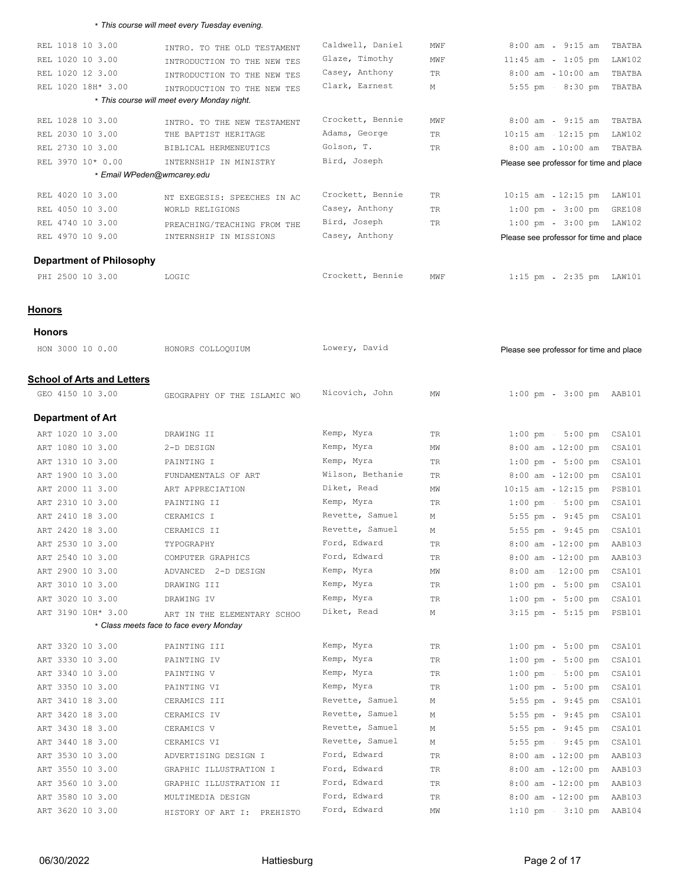*This course will meet every Tuesday evening.*

| Course | Title | Instructor | Days | Time | Room |
|---|---|---|---|---|---|
| REL 1018 10 3.00 | INTRO. TO THE OLD TESTAMENT | Caldwell, Daniel | MWF | 8:00 am - 9:15 am | TBATBA |
| REL 1020 10 3.00 | INTRODUCTION TO THE NEW TES | Glaze, Timothy | MWF | 11:45 am - 1:05 pm | LAW102 |
| REL 1020 12 3.00 | INTRODUCTION TO THE NEW TES | Casey, Anthony | TR | 8:00 am - 10:00 am | TBATBA |
| REL 1020 18H* 3.00 | INTRODUCTION TO THE NEW TES | Clark, Earnest | M | 5:55 pm - 8:30 pm | TBATBA |

*This course will meet every Monday night.*

| Course | Title | Instructor | Days | Time | Room |
|---|---|---|---|---|---|
| REL 1028 10 3.00 | INTRO. TO THE NEW TESTAMENT | Crockett, Bennie | MWF | 8:00 am - 9:15 am | TBATBA |
| REL 2030 10 3.00 | THE BAPTIST HERITAGE | Adams, George | TR | 10:15 am - 12:15 pm | LAW102 |
| REL 2730 10 3.00 | BIBLICAL HERMENEUTICS | Golson, T. | TR | 8:00 am - 10:00 am | TBATBA |
| REL 3970 10* 0.00 | INTERNSHIP IN MINISTRY | Bird, Joseph | | Please see professor for time and place | |

*Email WPeden@wmcarey.edu*

| Course | Title | Instructor | Days | Time | Room |
|---|---|---|---|---|---|
| REL 4020 10 3.00 | NT EXEGESIS: SPEECHES IN AC | Crockett, Bennie | TR | 10:15 am - 12:15 pm | LAW101 |
| REL 4050 10 3.00 | WORLD RELIGIONS | Casey, Anthony | TR | 1:00 pm - 3:00 pm | GRE108 |
| REL 4740 10 3.00 | PREACHING/TEACHING FROM THE | Bird, Joseph | TR | 1:00 pm - 3:00 pm | LAW102 |
| REL 4970 10 9.00 | INTERNSHIP IN MISSIONS | Casey, Anthony | | Please see professor for time and place | |

### Department of Philosophy

| Course | Title | Instructor | Days | Time | Room |
|---|---|---|---|---|---|
| PHI 2500 10 3.00 | LOGIC | Crockett, Bennie | MWF | 1:15 pm - 2:35 pm | LAW101 |

## Honors

### Honors

| Course | Title | Instructor | Days | Time | Room |
|---|---|---|---|---|---|
| HON 3000 10 0.00 | HONORS COLLOQUIUM | Lowery, David | | Please see professor for time and place | |

## School of Arts and Letters

| Course | Title | Instructor | Days | Time | Room |
|---|---|---|---|---|---|
| GEO 4150 10 3.00 | GEOGRAPHY OF THE ISLAMIC WO | Nicovich, John | MW | 1:00 pm - 3:00 pm | AAB101 |

### Department of Art

| Course | Title | Instructor | Days | Time | Room |
|---|---|---|---|---|---|
| ART 1020 10 3.00 | DRAWING II | Kemp, Myra | TR | 1:00 pm - 5:00 pm | CSA101 |
| ART 1080 10 3.00 | 2-D DESIGN | Kemp, Myra | MW | 8:00 am - 12:00 pm | CSA101 |
| ART 1310 10 3.00 | PAINTING I | Kemp, Myra | TR | 1:00 pm - 5:00 pm | CSA101 |
| ART 1900 10 3.00 | FUNDAMENTALS OF ART | Wilson, Bethanie | TR | 8:00 am - 12:00 pm | CSA101 |
| ART 2000 11 3.00 | ART APPRECIATION | Diket, Read | MW | 10:15 am - 12:15 pm | PSB101 |
| ART 2310 10 3.00 | PAINTING II | Kemp, Myra | TR | 1:00 pm - 5:00 pm | CSA101 |
| ART 2410 18 3.00 | CERAMICS I | Revette, Samuel | M | 5:55 pm - 9:45 pm | CSA101 |
| ART 2420 18 3.00 | CERAMICS II | Revette, Samuel | M | 5:55 pm - 9:45 pm | CSA101 |
| ART 2530 10 3.00 | TYPOGRAPHY | Ford, Edward | TR | 8:00 am - 12:00 pm | AAB103 |
| ART 2540 10 3.00 | COMPUTER GRAPHICS | Ford, Edward | TR | 8:00 am - 12:00 pm | AAB103 |
| ART 2900 10 3.00 | ADVANCED 2-D DESIGN | Kemp, Myra | MW | 8:00 am - 12:00 pm | CSA101 |
| ART 3010 10 3.00 | DRAWING III | Kemp, Myra | TR | 1:00 pm - 5:00 pm | CSA101 |
| ART 3020 10 3.00 | DRAWING IV | Kemp, Myra | TR | 1:00 pm - 5:00 pm | CSA101 |
| ART 3190 10H* 3.00 | ART IN THE ELEMENTARY SCHOO | Diket, Read | M | 3:15 pm - 5:15 pm | PSB101 |

*Class meets face to face every Monday*

| Course | Title | Instructor | Days | Time | Room |
|---|---|---|---|---|---|
| ART 3320 10 3.00 | PAINTING III | Kemp, Myra | TR | 1:00 pm - 5:00 pm | CSA101 |
| ART 3330 10 3.00 | PAINTING IV | Kemp, Myra | TR | 1:00 pm - 5:00 pm | CSA101 |
| ART 3340 10 3.00 | PAINTING V | Kemp, Myra | TR | 1:00 pm - 5:00 pm | CSA101 |
| ART 3350 10 3.00 | PAINTING VI | Kemp, Myra | TR | 1:00 pm - 5:00 pm | CSA101 |
| ART 3410 18 3.00 | CERAMICS III | Revette, Samuel | M | 5:55 pm - 9:45 pm | CSA101 |
| ART 3420 18 3.00 | CERAMICS IV | Revette, Samuel | M | 5:55 pm - 9:45 pm | CSA101 |
| ART 3430 18 3.00 | CERAMICS V | Revette, Samuel | M | 5:55 pm - 9:45 pm | CSA101 |
| ART 3440 18 3.00 | CERAMICS VI | Revette, Samuel | M | 5:55 pm - 9:45 pm | CSA101 |
| ART 3530 10 3.00 | ADVERTISING DESIGN I | Ford, Edward | TR | 8:00 am - 12:00 pm | AAB103 |
| ART 3550 10 3.00 | GRAPHIC ILLUSTRATION I | Ford, Edward | TR | 8:00 am - 12:00 pm | AAB103 |
| ART 3560 10 3.00 | GRAPHIC ILLUSTRATION II | Ford, Edward | TR | 8:00 am - 12:00 pm | AAB103 |
| ART 3580 10 3.00 | MULTIMEDIA DESIGN | Ford, Edward | TR | 8:00 am - 12:00 pm | AAB103 |
| ART 3620 10 3.00 | HISTORY OF ART I: PREHISTO | Ford, Edward | MW | 1:10 pm - 3:10 pm | AAB104 |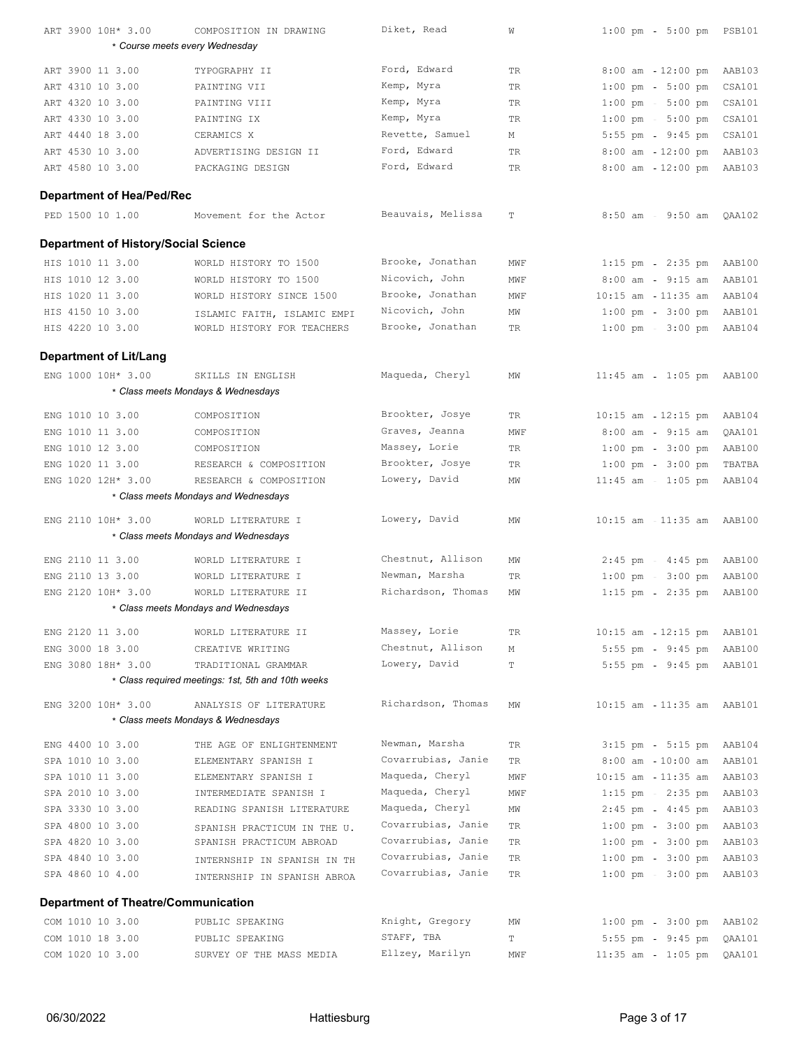| | | | | | |
|---|---|---|---|---|---|
| ART 3900 10H* 3.00 | COMPOSITION IN DRAWING | Diket, Read | W | 1:00 pm - 5:00 pm | PSB101 |
| | * Course meets every Wednesday | | | | |
| ART 3900 11 3.00 | TYPOGRAPHY II | Ford, Edward | TR | 8:00 am - 12:00 pm | AAB103 |
| ART 4310 10 3.00 | PAINTING VII | Kemp, Myra | TR | 1:00 pm - 5:00 pm | CSA101 |
| ART 4320 10 3.00 | PAINTING VIII | Kemp, Myra | TR | 1:00 pm - 5:00 pm | CSA101 |
| ART 4330 10 3.00 | PAINTING IX | Kemp, Myra | TR | 1:00 pm - 5:00 pm | CSA101 |
| ART 4440 18 3.00 | CERAMICS X | Revette, Samuel | M | 5:55 pm - 9:45 pm | CSA101 |
| ART 4530 10 3.00 | ADVERTISING DESIGN II | Ford, Edward | TR | 8:00 am - 12:00 pm | AAB103 |
| ART 4580 10 3.00 | PACKAGING DESIGN | Ford, Edward | TR | 8:00 am - 12:00 pm | AAB103 |

### Department of Hea/Ped/Rec

| | | | | | |
|---|---|---|---|---|---|
| PED 1500 10 1.00 | Movement for the Actor | Beauvais, Melissa | T | 8:50 am - 9:50 am | QAA102 |

### Department of History/Social Science

| | | | | | |
|---|---|---|---|---|---|
| HIS 1010 11 3.00 | WORLD HISTORY TO 1500 | Brooke, Jonathan | MWF | 1:15 pm - 2:35 pm | AAB100 |
| HIS 1010 12 3.00 | WORLD HISTORY TO 1500 | Nicovich, John | MWF | 8:00 am - 9:15 am | AAB101 |
| HIS 1020 11 3.00 | WORLD HISTORY SINCE 1500 | Brooke, Jonathan | MWF | 10:15 am - 11:35 am | AAB104 |
| HIS 4150 10 3.00 | ISLAMIC FAITH, ISLAMIC EMPI | Nicovich, John | MW | 1:00 pm - 3:00 pm | AAB101 |
| HIS 4220 10 3.00 | WORLD HISTORY FOR TEACHERS | Brooke, Jonathan | TR | 1:00 pm - 3:00 pm | AAB104 |

### Department of Lit/Lang

| | | | | | |
|---|---|---|---|---|---|
| ENG 1000 10H* 3.00 | SKILLS IN ENGLISH | Maqueda, Cheryl | MW | 11:45 am - 1:05 pm | AAB100 |
| | * Class meets Mondays & Wednesdays | | | | |
| ENG 1010 10 3.00 | COMPOSITION | Brookter, Josye | TR | 10:15 am - 12:15 pm | AAB104 |
| ENG 1010 11 3.00 | COMPOSITION | Graves, Jeanna | MWF | 8:00 am - 9:15 am | QAA101 |
| ENG 1010 12 3.00 | COMPOSITION | Massey, Lorie | TR | 1:00 pm - 3:00 pm | AAB100 |
| ENG 1020 11 3.00 | RESEARCH & COMPOSITION | Brookter, Josye | TR | 1:00 pm - 3:00 pm | TBATBA |
| ENG 1020 12H* 3.00 | RESEARCH & COMPOSITION | Lowery, David | MW | 11:45 am - 1:05 pm | AAB104 |
| | * Class meets Mondays and Wednesdays | | | | |
| ENG 2110 10H* 3.00 | WORLD LITERATURE I | Lowery, David | MW | 10:15 am - 11:35 am | AAB100 |
| | * Class meets Mondays and Wednesdays | | | | |
| ENG 2110 11 3.00 | WORLD LITERATURE I | Chestnut, Allison | MW | 2:45 pm - 4:45 pm | AAB100 |
| ENG 2110 13 3.00 | WORLD LITERATURE I | Newman, Marsha | TR | 1:00 pm - 3:00 pm | AAB100 |
| ENG 2120 10H* 3.00 | WORLD LITERATURE II | Richardson, Thomas | MW | 1:15 pm - 2:35 pm | AAB100 |
| | * Class meets Mondays and Wednesdays | | | | |
| ENG 2120 11 3.00 | WORLD LITERATURE II | Massey, Lorie | TR | 10:15 am - 12:15 pm | AAB101 |
| ENG 3000 18 3.00 | CREATIVE WRITING | Chestnut, Allison | M | 5:55 pm - 9:45 pm | AAB100 |
| ENG 3080 18H* 3.00 | TRADITIONAL GRAMMAR | Lowery, David | T | 5:55 pm - 9:45 pm | AAB101 |
| | * Class required meetings: 1st, 5th and 10th weeks | | | | |
| ENG 3200 10H* 3.00 | ANALYSIS OF LITERATURE | Richardson, Thomas | MW | 10:15 am - 11:35 am | AAB101 |
| | * Class meets Mondays & Wednesdays | | | | |
| ENG 4400 10 3.00 | THE AGE OF ENLIGHTENMENT | Newman, Marsha | TR | 3:15 pm - 5:15 pm | AAB104 |
| SPA 1010 10 3.00 | ELEMENTARY SPANISH I | Covarrubias, Janie | TR | 8:00 am - 10:00 am | AAB101 |
| SPA 1010 11 3.00 | ELEMENTARY SPANISH I | Maqueda, Cheryl | MWF | 10:15 am - 11:35 am | AAB103 |
| SPA 2010 10 3.00 | INTERMEDIATE SPANISH I | Maqueda, Cheryl | MWF | 1:15 pm - 2:35 pm | AAB103 |
| SPA 3330 10 3.00 | READING SPANISH LITERATURE | Maqueda, Cheryl | MW | 2:45 pm - 4:45 pm | AAB103 |
| SPA 4800 10 3.00 | SPANISH PRACTICUM IN THE U. | Covarrubias, Janie | TR | 1:00 pm - 3:00 pm | AAB103 |
| SPA 4820 10 3.00 | SPANISH PRACTICUM ABROAD | Covarrubias, Janie | TR | 1:00 pm - 3:00 pm | AAB103 |
| SPA 4840 10 3.00 | INTERNSHIP IN SPANISH IN TH | Covarrubias, Janie | TR | 1:00 pm - 3:00 pm | AAB103 |
| SPA 4860 10 4.00 | INTERNSHIP IN SPANISH ABROA | Covarrubias, Janie | TR | 1:00 pm - 3:00 pm | AAB103 |

### Department of Theatre/Communication

| | | | | | |
|---|---|---|---|---|---|
| COM 1010 10 3.00 | PUBLIC SPEAKING | Knight, Gregory | MW | 1:00 pm - 3:00 pm | AAB102 |
| COM 1010 18 3.00 | PUBLIC SPEAKING | STAFF, TBA | T | 5:55 pm - 9:45 pm | QAA101 |
| COM 1020 10 3.00 | SURVEY OF THE MASS MEDIA | Ellzey, Marilyn | MWF | 11:35 am - 1:05 pm | QAA101 |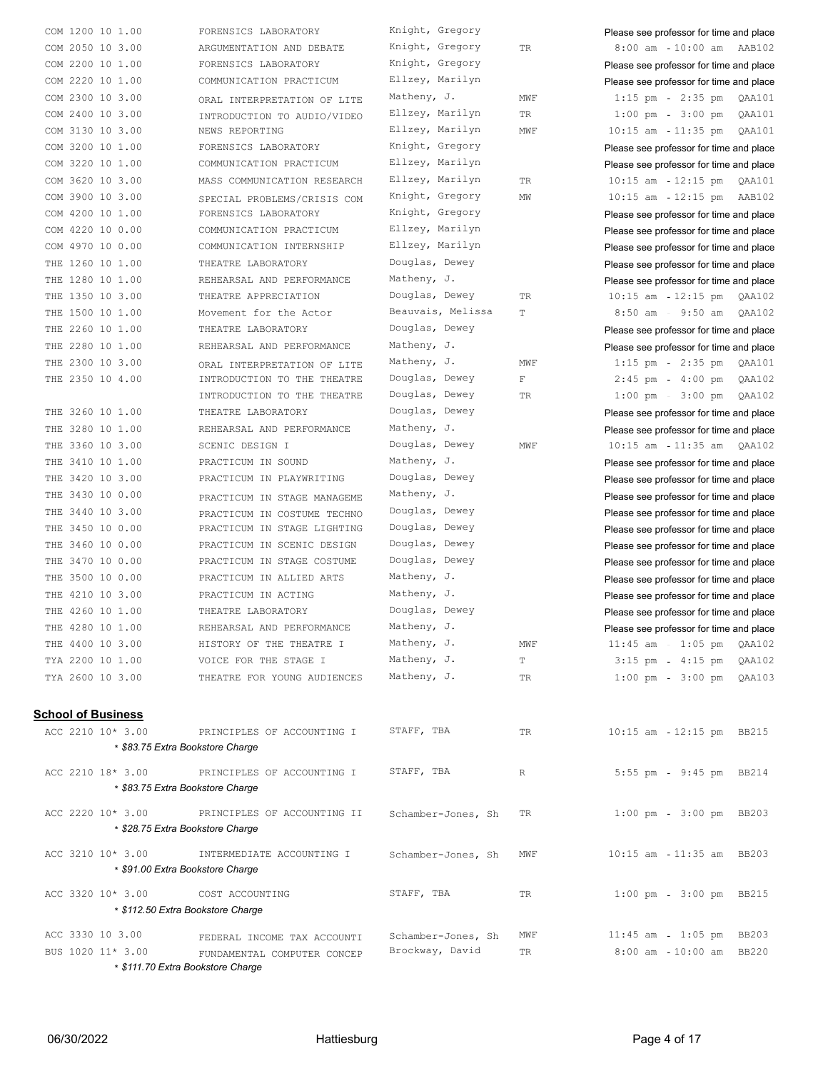| Course | Title | Instructor | Days | Time / Room |
|---|---|---|---|---|
| COM 1200 10 1.00 | FORENSICS LABORATORY | Knight, Gregory | | Please see professor for time and place |
| COM 2050 10 3.00 | ARGUMENTATION AND DEBATE | Knight, Gregory | TR | 8:00 am - 10:00 am AAB102 |
| COM 2200 10 1.00 | FORENSICS LABORATORY | Knight, Gregory | | Please see professor for time and place |
| COM 2220 10 1.00 | COMMUNICATION PRACTICUM | Ellzey, Marilyn | | Please see professor for time and place |
| COM 2300 10 3.00 | ORAL INTERPRETATION OF LITE | Matheny, J. | MWF | 1:15 pm - 2:35 pm QAA101 |
| COM 2400 10 3.00 | INTRODUCTION TO AUDIO/VIDEO | Ellzey, Marilyn | TR | 1:00 pm - 3:00 pm QAA101 |
| COM 3130 10 3.00 | NEWS REPORTING | Ellzey, Marilyn | MWF | 10:15 am - 11:35 pm QAA101 |
| COM 3200 10 1.00 | FORENSICS LABORATORY | Knight, Gregory | | Please see professor for time and place |
| COM 3220 10 1.00 | COMMUNICATION PRACTICUM | Ellzey, Marilyn | | Please see professor for time and place |
| COM 3620 10 3.00 | MASS COMMUNICATION RESEARCH | Ellzey, Marilyn | TR | 10:15 am - 12:15 pm QAA101 |
| COM 3900 10 3.00 | SPECIAL PROBLEMS/CRISIS COM | Knight, Gregory | MW | 10:15 am - 12:15 pm AAB102 |
| COM 4200 10 1.00 | FORENSICS LABORATORY | Knight, Gregory | | Please see professor for time and place |
| COM 4220 10 0.00 | COMMUNICATION PRACTICUM | Ellzey, Marilyn | | Please see professor for time and place |
| COM 4970 10 0.00 | COMMUNICATION INTERNSHIP | Ellzey, Marilyn | | Please see professor for time and place |
| THE 1260 10 1.00 | THEATRE LABORATORY | Douglas, Dewey | | Please see professor for time and place |
| THE 1280 10 1.00 | REHEARSAL AND PERFORMANCE | Matheny, J. | | Please see professor for time and place |
| THE 1350 10 3.00 | THEATRE APPRECIATION | Douglas, Dewey | TR | 10:15 am - 12:15 pm QAA102 |
| THE 1500 10 1.00 | Movement for the Actor | Beauvais, Melissa | T | 8:50 am - 9:50 am QAA102 |
| THE 2260 10 1.00 | THEATRE LABORATORY | Douglas, Dewey | | Please see professor for time and place |
| THE 2280 10 1.00 | REHEARSAL AND PERFORMANCE | Matheny, J. | | Please see professor for time and place |
| THE 2300 10 3.00 | ORAL INTERPRETATION OF LITE | Matheny, J. | MWF | 1:15 pm - 2:35 pm QAA101 |
| THE 2350 10 4.00 | INTRODUCTION TO THE THEATRE | Douglas, Dewey | F | 2:45 pm - 4:00 pm QAA102 |
| | INTRODUCTION TO THE THEATRE | Douglas, Dewey | TR | 1:00 pm - 3:00 pm QAA102 |
| THE 3260 10 1.00 | THEATRE LABORATORY | Douglas, Dewey | | Please see professor for time and place |
| THE 3280 10 1.00 | REHEARSAL AND PERFORMANCE | Matheny, J. | | Please see professor for time and place |
| THE 3360 10 3.00 | SCENIC DESIGN I | Douglas, Dewey | MWF | 10:15 am - 11:35 am QAA102 |
| THE 3410 10 1.00 | PRACTICUM IN SOUND | Matheny, J. | | Please see professor for time and place |
| THE 3420 10 3.00 | PRACTICUM IN PLAYWRITING | Douglas, Dewey | | Please see professor for time and place |
| THE 3430 10 0.00 | PRACTICUM IN STAGE MANAGEME | Matheny, J. | | Please see professor for time and place |
| THE 3440 10 3.00 | PRACTICUM IN COSTUME TECHNO | Douglas, Dewey | | Please see professor for time and place |
| THE 3450 10 0.00 | PRACTICUM IN STAGE LIGHTING | Douglas, Dewey | | Please see professor for time and place |
| THE 3460 10 0.00 | PRACTICUM IN SCENIC DESIGN | Douglas, Dewey | | Please see professor for time and place |
| THE 3470 10 0.00 | PRACTICUM IN STAGE COSTUME | Douglas, Dewey | | Please see professor for time and place |
| THE 3500 10 0.00 | PRACTICUM IN ALLIED ARTS | Matheny, J. | | Please see professor for time and place |
| THE 4210 10 3.00 | PRACTICUM IN ACTING | Matheny, J. | | Please see professor for time and place |
| THE 4260 10 1.00 | THEATRE LABORATORY | Douglas, Dewey | | Please see professor for time and place |
| THE 4280 10 1.00 | REHEARSAL AND PERFORMANCE | Matheny, J. | | Please see professor for time and place |
| THE 4400 10 3.00 | HISTORY OF THE THEATRE I | Matheny, J. | MWF | 11:45 am - 1:05 pm QAA102 |
| TYA 2200 10 1.00 | VOICE FOR THE STAGE I | Matheny, J. | T | 3:15 pm - 4:15 pm QAA102 |
| TYA 2600 10 3.00 | THEATRE FOR YOUNG AUDIENCES | Matheny, J. | TR | 1:00 pm - 3:00 pm QAA103 |

## School of Business

| Course | Title | Instructor | Days | Time / Room |
|---|---|---|---|---|
| ACC 2210 10* 3.00 | PRINCIPLES OF ACCOUNTING I<br>* $83.75 Extra Bookstore Charge | STAFF, TBA | TR | 10:15 am - 12:15 pm BB215 |
| ACC 2210 18* 3.00 | PRINCIPLES OF ACCOUNTING I<br>* $83.75 Extra Bookstore Charge | STAFF, TBA | R | 5:55 pm - 9:45 pm BB214 |
| ACC 2220 10* 3.00 | PRINCIPLES OF ACCOUNTING II<br>* $28.75 Extra Bookstore Charge | Schamber-Jones, Sh | TR | 1:00 pm - 3:00 pm BB203 |
| ACC 3210 10* 3.00 | INTERMEDIATE ACCOUNTING I<br>* $91.00 Extra Bookstore Charge | Schamber-Jones, Sh | MWF | 10:15 am - 11:35 am BB203 |
| ACC 3320 10* 3.00 | COST ACCOUNTING<br>* $112.50 Extra Bookstore Charge | STAFF, TBA | TR | 1:00 pm - 3:00 pm BB215 |
| ACC 3330 10 3.00 | FEDERAL INCOME TAX ACCOUNTI | Schamber-Jones, Sh | MWF | 11:45 am - 1:05 pm BB203 |
| BUS 1020 11* 3.00 | FUNDAMENTAL COMPUTER CONCEP<br>* $111.70 Extra Bookstore Charge | Brockway, David | TR | 8:00 am - 10:00 am BB220 |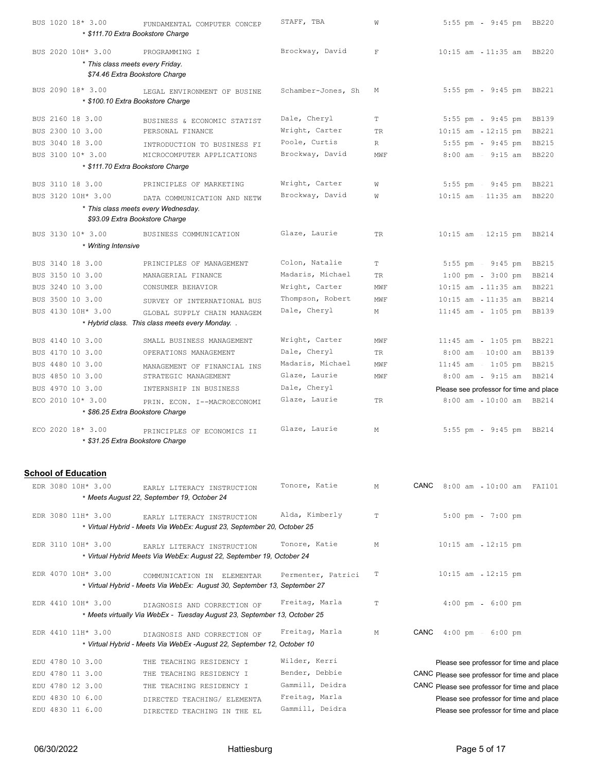| Course | Section | Credits | Title | Instructor | Days | Status | Time | Room |
|---|---|---|---|---|---|---|---|---|
| BUS 1020 | 18* | 3.00 | FUNDAMENTAL COMPUTER CONCEP | STAFF, TBA | W | | 5:55 pm - 9:45 pm | BB220 |
| | | | * $111.70 Extra Bookstore Charge | | | | | |
| BUS 2020 | 10H* | 3.00 | PROGRAMMING I | Brockway, David | F | | 10:15 am - 11:35 am | BB220 |
| | | | * This class meets every Friday. $74.46 Extra Bookstore Charge | | | | | |
| BUS 2090 | 18* | 3.00 | LEGAL ENVIRONMENT OF BUSINE | Schamber-Jones, Sh | M | | 5:55 pm - 9:45 pm | BB221 |
| | | | * $100.10 Extra Bookstore Charge | | | | | |
| BUS 2160 | 18 | 3.00 | BUSINESS & ECONOMIC STATIST | Dale, Cheryl | T | | 5:55 pm - 9:45 pm | BB139 |
| BUS 2300 | 10 | 3.00 | PERSONAL FINANCE | Wright, Carter | TR | | 10:15 am - 12:15 pm | BB221 |
| BUS 3040 | 18 | 3.00 | INTRODUCTION TO BUSINESS FI | Poole, Curtis | R | | 5:55 pm - 9:45 pm | BB215 |
| BUS 3100 | 10* | 3.00 | MICROCOMPUTER APPLICATIONS | Brockway, David | MWF | | 8:00 am - 9:15 am | BB220 |
| | | | * $111.70 Extra Bookstore Charge | | | | | |
| BUS 3110 | 18 | 3.00 | PRINCIPLES OF MARKETING | Wright, Carter | W | | 5:55 pm - 9:45 pm | BB221 |
| BUS 3120 | 10H* | 3.00 | DATA COMMUNICATION AND NETW | Brockway, David | W | | 10:15 am - 11:35 am | BB220 |
| | | | * This class meets every Wednesday. $93.09 Extra Bookstore Charge | | | | | |
| BUS 3130 | 10* | 3.00 | BUSINESS COMMUNICATION | Glaze, Laurie | TR | | 10:15 am - 12:15 pm | BB214 |
| | | | * Writing Intensive | | | | | |
| BUS 3140 | 18 | 3.00 | PRINCIPLES OF MANAGEMENT | Colon, Natalie | T | | 5:55 pm - 9:45 pm | BB215 |
| BUS 3150 | 10 | 3.00 | MANAGERIAL FINANCE | Madaris, Michael | TR | | 1:00 pm - 3:00 pm | BB214 |
| BUS 3240 | 10 | 3.00 | CONSUMER BEHAVIOR | Wright, Carter | MWF | | 10:15 am - 11:35 am | BB221 |
| BUS 3500 | 10 | 3.00 | SURVEY OF INTERNATIONAL BUS | Thompson, Robert | MWF | | 10:15 am - 11:35 am | BB214 |
| BUS 4130 | 10H* | 3.00 | GLOBAL SUPPLY CHAIN MANAGEM | Dale, Cheryl | M | | 11:45 am - 1:05 pm | BB139 |
| | | | * Hybrid class. This class meets every Monday. . | | | | | |
| BUS 4140 | 10 | 3.00 | SMALL BUSINESS MANAGEMENT | Wright, Carter | MWF | | 11:45 am - 1:05 pm | BB221 |
| BUS 4170 | 10 | 3.00 | OPERATIONS MANAGEMENT | Dale, Cheryl | TR | | 8:00 am - 10:00 am | BB139 |
| BUS 4480 | 10 | 3.00 | MANAGEMENT OF FINANCIAL INS | Madaris, Michael | MWF | | 11:45 am - 1:05 pm | BB215 |
| BUS 4850 | 10 | 3.00 | STRATEGIC MANAGEMENT | Glaze, Laurie | MWF | | 8:00 am - 9:15 am | BB214 |
| BUS 4970 | 10 | 3.00 | INTERNSHIP IN BUSINESS | Dale, Cheryl | | | Please see professor for time and place | |
| ECO 2010 | 10* | 3.00 | PRIN. ECON. I--MACROECONOMI | Glaze, Laurie | TR | | 8:00 am - 10:00 am | BB214 |
| | | | * $86.25 Extra Bookstore Charge | | | | | |
| ECO 2020 | 18* | 3.00 | PRINCIPLES OF ECONOMICS II | Glaze, Laurie | M | | 5:55 pm - 9:45 pm | BB214 |
| | | | * $31.25 Extra Bookstore Charge | | | | | |

## School of Education

| Course | Section | Credits | Title | Instructor | Days | Status | Time | Room |
|---|---|---|---|---|---|---|---|---|
| EDR 3080 | 10H* | 3.00 | EARLY LITERACY INSTRUCTION | Tonore, Katie | M | CANC | 8:00 am - 10:00 am | FAI101 |
| | | | * Meets August 22, September 19, October 24 | | | | | |
| EDR 3080 | 11H* | 3.00 | EARLY LITERACY INSTRUCTION | Alda, Kimberly | T | | 5:00 pm - 7:00 pm | |
| | | | * Virtual Hybrid - Meets Via WebEx: August 23, September 20, October 25 | | | | | |
| EDR 3110 | 10H* | 3.00 | EARLY LITERACY INSTRUCTION | Tonore, Katie | M | | 10:15 am - 12:15 pm | |
| | | | * Virtual Hybrid Meets Via WebEx: August 22, September 19, October 24 | | | | | |
| EDR 4070 | 10H* | 3.00 | COMMUNICATION IN ELEMENTAR | Permenter, Patrici | T | | 10:15 am - 12:15 pm | |
| | | | * Virtual Hybrid - Meets Via WebEx: August 30, September 13, September 27 | | | | | |
| EDR 4410 | 10H* | 3.00 | DIAGNOSIS AND CORRECTION OF | Freitag, Marla | T | | 4:00 pm - 6:00 pm | |
| | | | * Meets virtually Via WebEx - Tuesday August 23, September 13, October 25 | | | | | |
| EDR 4410 | 11H* | 3.00 | DIAGNOSIS AND CORRECTION OF | Freitag, Marla | M | CANC | 4:00 pm - 6:00 pm | |
| | | | * Virtual Hybrid - Meets Via WebEx -August 22, September 12, October 10 | | | | | |
| EDU 4780 | 10 | 3.00 | THE TEACHING RESIDENCY I | Wilder, Kerri | | | Please see professor for time and place | |
| EDU 4780 | 11 | 3.00 | THE TEACHING RESIDENCY I | Bender, Debbie | | CANC | Please see professor for time and place | |
| EDU 4780 | 12 | 3.00 | THE TEACHING RESIDENCY I | Gammill, Deidra | | CANC | Please see professor for time and place | |
| EDU 4830 | 10 | 6.00 | DIRECTED TEACHING/ ELEMENTA | Freitag, Marla | | | Please see professor for time and place | |
| EDU 4830 | 11 | 6.00 | DIRECTED TEACHING IN THE EL | Gammill, Deidra | | | Please see professor for time and place | |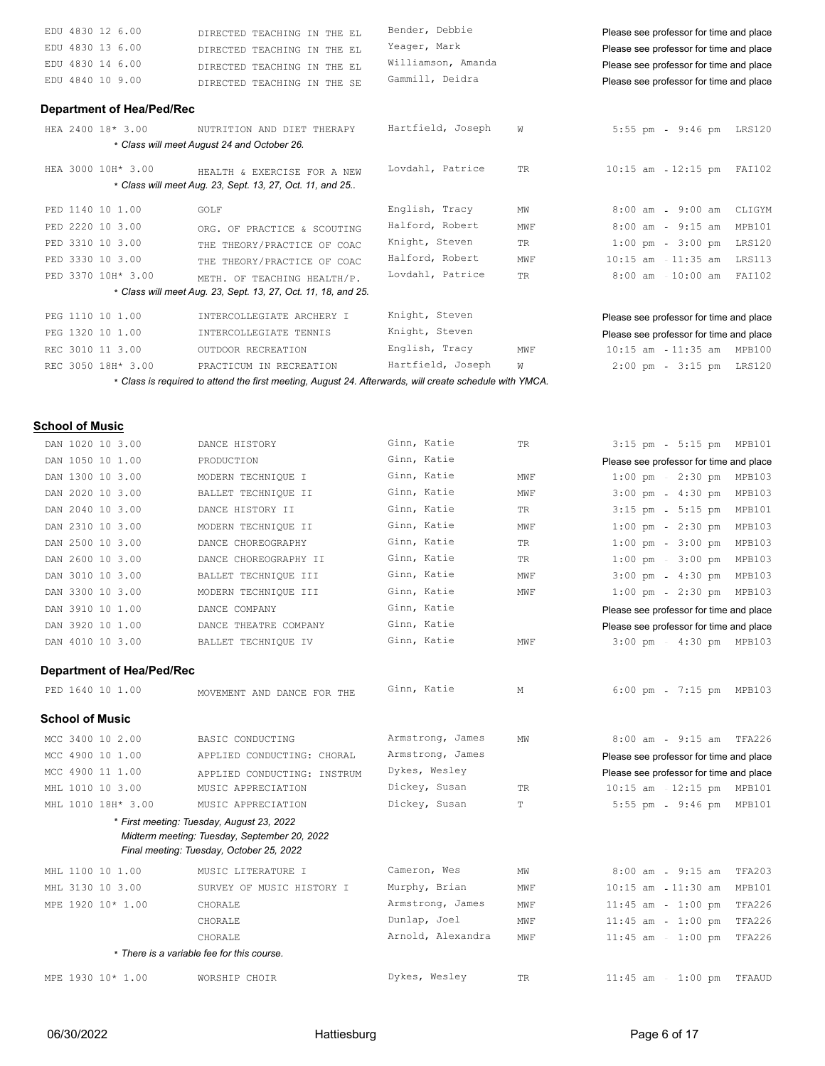| Course | Title | Instructor | Days | Time / Room |
|---|---|---|---|---|
| EDU 4830 12 6.00 | DIRECTED TEACHING IN THE EL | Bender, Debbie | | Please see professor for time and place |
| EDU 4830 13 6.00 | DIRECTED TEACHING IN THE EL | Yeager, Mark | | Please see professor for time and place |
| EDU 4830 14 6.00 | DIRECTED TEACHING IN THE EL | Williamson, Amanda | | Please see professor for time and place |
| EDU 4840 10 9.00 | DIRECTED TEACHING IN THE SE | Gammill, Deidra | | Please see professor for time and place |

### Department of Hea/Ped/Rec

| Course | Title | Instructor | Days | Time | Room |
|---|---|---|---|---|---|
| HEA 2400 18* 3.00 | NUTRITION AND DIET THERAPY | Hartfield, Joseph | W | 5:55 pm - 9:46 pm | LRS120 |
| | *\* Class will meet August 24 and October 26.* | | | | |
| HEA 3000 10H* 3.00 | HEALTH & EXERCISE FOR A NEW | Lovdahl, Patrice | TR | 10:15 am - 12:15 pm | FAI102 |
| | *\* Class will meet Aug. 23, Sept. 13, 27, Oct. 11, and 25..* | | | | |
| PED 1140 10 1.00 | GOLF | English, Tracy | MW | 8:00 am - 9:00 am | CLIGYM |
| PED 2220 10 3.00 | ORG. OF PRACTICE & SCOUTING | Halford, Robert | MWF | 8:00 am - 9:15 am | MPB101 |
| PED 3310 10 3.00 | THE THEORY/PRACTICE OF COAC | Knight, Steven | TR | 1:00 pm - 3:00 pm | LRS120 |
| PED 3330 10 3.00 | THE THEORY/PRACTICE OF COAC | Halford, Robert | MWF | 10:15 am - 11:35 am | LRS113 |
| PED 3370 10H* 3.00 | METH. OF TEACHING HEALTH/P. | Lovdahl, Patrice | TR | 8:00 am - 10:00 am | FAI102 |
| | *\* Class will meet Aug. 23, Sept. 13, 27, Oct. 11, 18, and 25.* | | | | |
| PEG 1110 10 1.00 | INTERCOLLEGIATE ARCHERY I | Knight, Steven | | Please see professor for time and place | |
| PEG 1320 10 1.00 | INTERCOLLEGIATE TENNIS | Knight, Steven | | Please see professor for time and place | |
| REC 3010 11 3.00 | OUTDOOR RECREATION | English, Tracy | MWF | 10:15 am - 11:35 am | MPB100 |
| REC 3050 18H* 3.00 | PRACTICUM IN RECREATION | Hartfield, Joseph | W | 2:00 pm - 3:15 pm | LRS120 |

*\* Class is required to attend the first meeting, August 24. Afterwards, will create schedule with YMCA.*

## School of Music

| Course | Title | Instructor | Days | Time | Room |
|---|---|---|---|---|---|
| DAN 1020 10 3.00 | DANCE HISTORY | Ginn, Katie | TR | 3:15 pm - 5:15 pm | MPB101 |
| DAN 1050 10 1.00 | PRODUCTION | Ginn, Katie | | Please see professor for time and place | |
| DAN 1300 10 3.00 | MODERN TECHNIQUE I | Ginn, Katie | MWF | 1:00 pm - 2:30 pm | MPB103 |
| DAN 2020 10 3.00 | BALLET TECHNIQUE II | Ginn, Katie | MWF | 3:00 pm - 4:30 pm | MPB103 |
| DAN 2040 10 3.00 | DANCE HISTORY II | Ginn, Katie | TR | 3:15 pm - 5:15 pm | MPB101 |
| DAN 2310 10 3.00 | MODERN TECHNIQUE II | Ginn, Katie | MWF | 1:00 pm - 2:30 pm | MPB103 |
| DAN 2500 10 3.00 | DANCE CHOREOGRAPHY | Ginn, Katie | TR | 1:00 pm - 3:00 pm | MPB103 |
| DAN 2600 10 3.00 | DANCE CHOREOGRAPHY II | Ginn, Katie | TR | 1:00 pm - 3:00 pm | MPB103 |
| DAN 3010 10 3.00 | BALLET TECHNIQUE III | Ginn, Katie | MWF | 3:00 pm - 4:30 pm | MPB103 |
| DAN 3300 10 3.00 | MODERN TECHNIQUE III | Ginn, Katie | MWF | 1:00 pm - 2:30 pm | MPB103 |
| DAN 3910 10 1.00 | DANCE COMPANY | Ginn, Katie | | Please see professor for time and place | |
| DAN 3920 10 1.00 | DANCE THEATRE COMPANY | Ginn, Katie | | Please see professor for time and place | |
| DAN 4010 10 3.00 | BALLET TECHNIQUE IV | Ginn, Katie | MWF | 3:00 pm - 4:30 pm | MPB103 |

### Department of Hea/Ped/Rec

| Course | Title | Instructor | Days | Time | Room |
|---|---|---|---|---|---|
| PED 1640 10 1.00 | MOVEMENT AND DANCE FOR THE | Ginn, Katie | M | 6:00 pm - 7:15 pm | MPB103 |

### School of Music

| Course | Title | Instructor | Days | Time | Room |
|---|---|---|---|---|---|
| MCC 3400 10 2.00 | BASIC CONDUCTING | Armstrong, James | MW | 8:00 am - 9:15 am | TFA226 |
| MCC 4900 10 1.00 | APPLIED CONDUCTING: CHORAL | Armstrong, James | | Please see professor for time and place | |
| MCC 4900 11 1.00 | APPLIED CONDUCTING: INSTRUM | Dykes, Wesley | | Please see professor for time and place | |
| MHL 1010 10 3.00 | MUSIC APPRECIATION | Dickey, Susan | TR | 10:15 am - 12:15 pm | MPB101 |
| MHL 1010 18H* 3.00 | MUSIC APPRECIATION | Dickey, Susan | T | 5:55 pm - 9:46 pm | MPB101 |
| | *\* First meeting: Tuesday, August 23, 2022<br>Midterm meeting: Tuesday, September 20, 2022<br>Final meeting: Tuesday, October 25, 2022* | | | | |
| MHL 1100 10 1.00 | MUSIC LITERATURE I | Cameron, Wes | MW | 8:00 am - 9:15 am | TFA203 |
| MHL 3130 10 3.00 | SURVEY OF MUSIC HISTORY I | Murphy, Brian | MWF | 10:15 am - 11:30 am | MPB101 |
| MPE 1920 10* 1.00 | CHORALE | Armstrong, James | MWF | 11:45 am - 1:00 pm | TFA226 |
| | CHORALE | Dunlap, Joel | MWF | 11:45 am - 1:00 pm | TFA226 |
| | CHORALE | Arnold, Alexandra | MWF | 11:45 am - 1:00 pm | TFA226 |
| | *\* There is a variable fee for this course.* | | | | |
| MPE 1930 10* 1.00 | WORSHIP CHOIR | Dykes, Wesley | TR | 11:45 am - 1:00 pm | TFAAUD |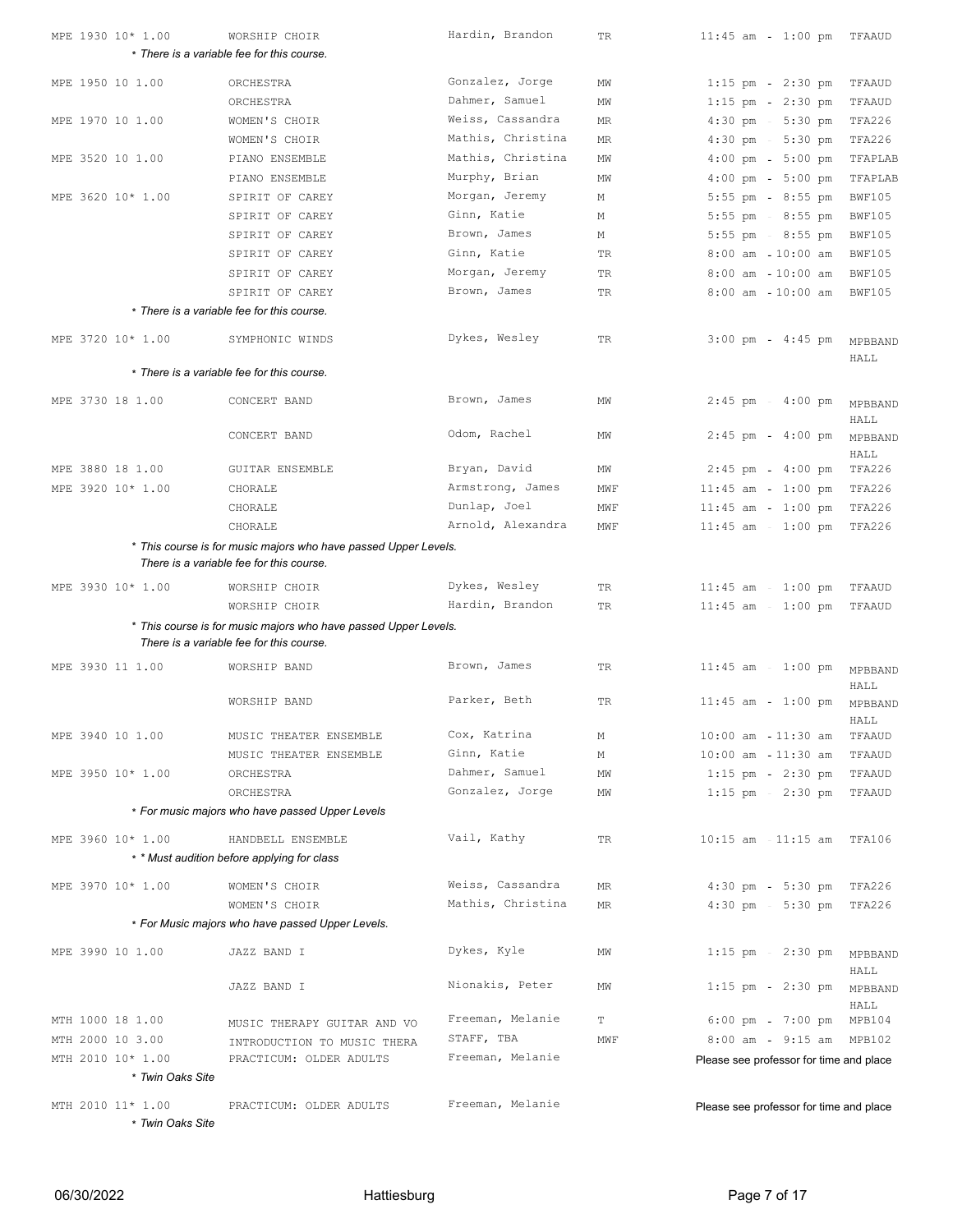| Course | Title | Instructor | Days | Time | Room |
|---|---|---|---|---|---|
| MPE 1930 10* 1.00 | WORSHIP CHOIR | Hardin, Brandon | TR | 11:45 am - 1:00 pm | TFAAUD |
| * There is a variable fee for this course. | | | | | |
| MPE 1950 10 1.00 | ORCHESTRA | Gonzalez, Jorge | MW | 1:15 pm - 2:30 pm | TFAAUD |
| | ORCHESTRA | Dahmer, Samuel | MW | 1:15 pm - 2:30 pm | TFAAUD |
| MPE 1970 10 1.00 | WOMEN'S CHOIR | Weiss, Cassandra | MR | 4:30 pm - 5:30 pm | TFA226 |
| | WOMEN'S CHOIR | Mathis, Christina | MR | 4:30 pm - 5:30 pm | TFA226 |
| MPE 3520 10 1.00 | PIANO ENSEMBLE | Mathis, Christina | MW | 4:00 pm - 5:00 pm | TFAPLAB |
| | PIANO ENSEMBLE | Murphy, Brian | MW | 4:00 pm - 5:00 pm | TFAPLAB |
| MPE 3620 10* 1.00 | SPIRIT OF CAREY | Morgan, Jeremy | M | 5:55 pm - 8:55 pm | BWF105 |
| | SPIRIT OF CAREY | Ginn, Katie | M | 5:55 pm - 8:55 pm | BWF105 |
| | SPIRIT OF CAREY | Brown, James | M | 5:55 pm - 8:55 pm | BWF105 |
| | SPIRIT OF CAREY | Ginn, Katie | TR | 8:00 am - 10:00 am | BWF105 |
| | SPIRIT OF CAREY | Morgan, Jeremy | TR | 8:00 am - 10:00 am | BWF105 |
| | SPIRIT OF CAREY | Brown, James | TR | 8:00 am - 10:00 am | BWF105 |
| * There is a variable fee for this course. | | | | | |
| MPE 3720 10* 1.00 | SYMPHONIC WINDS | Dykes, Wesley | TR | 3:00 pm - 4:45 pm | MPBBAND HALL |
| * There is a variable fee for this course. | | | | | |
| MPE 3730 18 1.00 | CONCERT BAND | Brown, James | MW | 2:45 pm - 4:00 pm | MPBBAND HALL |
| | CONCERT BAND | Odom, Rachel | MW | 2:45 pm - 4:00 pm | MPBBAND HALL |
| MPE 3880 18 1.00 | GUITAR ENSEMBLE | Bryan, David | MW | 2:45 pm - 4:00 pm | TFA226 |
| MPE 3920 10* 1.00 | CHORALE | Armstrong, James | MWF | 11:45 am - 1:00 pm | TFA226 |
| | CHORALE | Dunlap, Joel | MWF | 11:45 am - 1:00 pm | TFA226 |
| | CHORALE | Arnold, Alexandra | MWF | 11:45 am - 1:00 pm | TFA226 |
| * This course is for music majors who have passed Upper Levels. There is a variable fee for this course. | | | | | |
| MPE 3930 10* 1.00 | WORSHIP CHOIR | Dykes, Wesley | TR | 11:45 am - 1:00 pm | TFAAUD |
| | WORSHIP CHOIR | Hardin, Brandon | TR | 11:45 am - 1:00 pm | TFAAUD |
| * This course is for music majors who have passed Upper Levels. There is a variable fee for this course. | | | | | |
| MPE 3930 11 1.00 | WORSHIP BAND | Brown, James | TR | 11:45 am - 1:00 pm | MPBBAND HALL |
| | WORSHIP BAND | Parker, Beth | TR | 11:45 am - 1:00 pm | MPBBAND HALL |
| MPE 3940 10 1.00 | MUSIC THEATER ENSEMBLE | Cox, Katrina | M | 10:00 am - 11:30 am | TFAAUD |
| | MUSIC THEATER ENSEMBLE | Ginn, Katie | M | 10:00 am - 11:30 am | TFAAUD |
| MPE 3950 10* 1.00 | ORCHESTRA | Dahmer, Samuel | MW | 1:15 pm - 2:30 pm | TFAAUD |
| | ORCHESTRA | Gonzalez, Jorge | MW | 1:15 pm - 2:30 pm | TFAAUD |
| * For music majors who have passed Upper Levels | | | | | |
| MPE 3960 10* 1.00 | HANDBELL ENSEMBLE | Vail, Kathy | TR | 10:15 am - 11:15 am | TFA106 |
| * * Must audition before applying for class | | | | | |
| MPE 3970 10* 1.00 | WOMEN'S CHOIR | Weiss, Cassandra | MR | 4:30 pm - 5:30 pm | TFA226 |
| | WOMEN'S CHOIR | Mathis, Christina | MR | 4:30 pm - 5:30 pm | TFA226 |
| * For Music majors who have passed Upper Levels. | | | | | |
| MPE 3990 10 1.00 | JAZZ BAND I | Dykes, Kyle | MW | 1:15 pm - 2:30 pm | MPBBAND HALL |
| | JAZZ BAND I | Nionakis, Peter | MW | 1:15 pm - 2:30 pm | MPBBAND HALL |
| MTH 1000 18 1.00 | MUSIC THERAPY GUITAR AND VO | Freeman, Melanie | T | 6:00 pm - 7:00 pm | MPB104 |
| MTH 2000 10 3.00 | INTRODUCTION TO MUSIC THERA | STAFF, TBA | MWF | 8:00 am - 9:15 am | MPB102 |
| MTH 2010 10* 1.00 | PRACTICUM: OLDER ADULTS | Freeman, Melanie | | Please see professor for time and place | |
| * Twin Oaks Site | | | | | |
| MTH 2010 11* 1.00 | PRACTICUM: OLDER ADULTS | Freeman, Melanie | | Please see professor for time and place | |
| * Twin Oaks Site | | | | | |

06/30/2022 Hattiesburg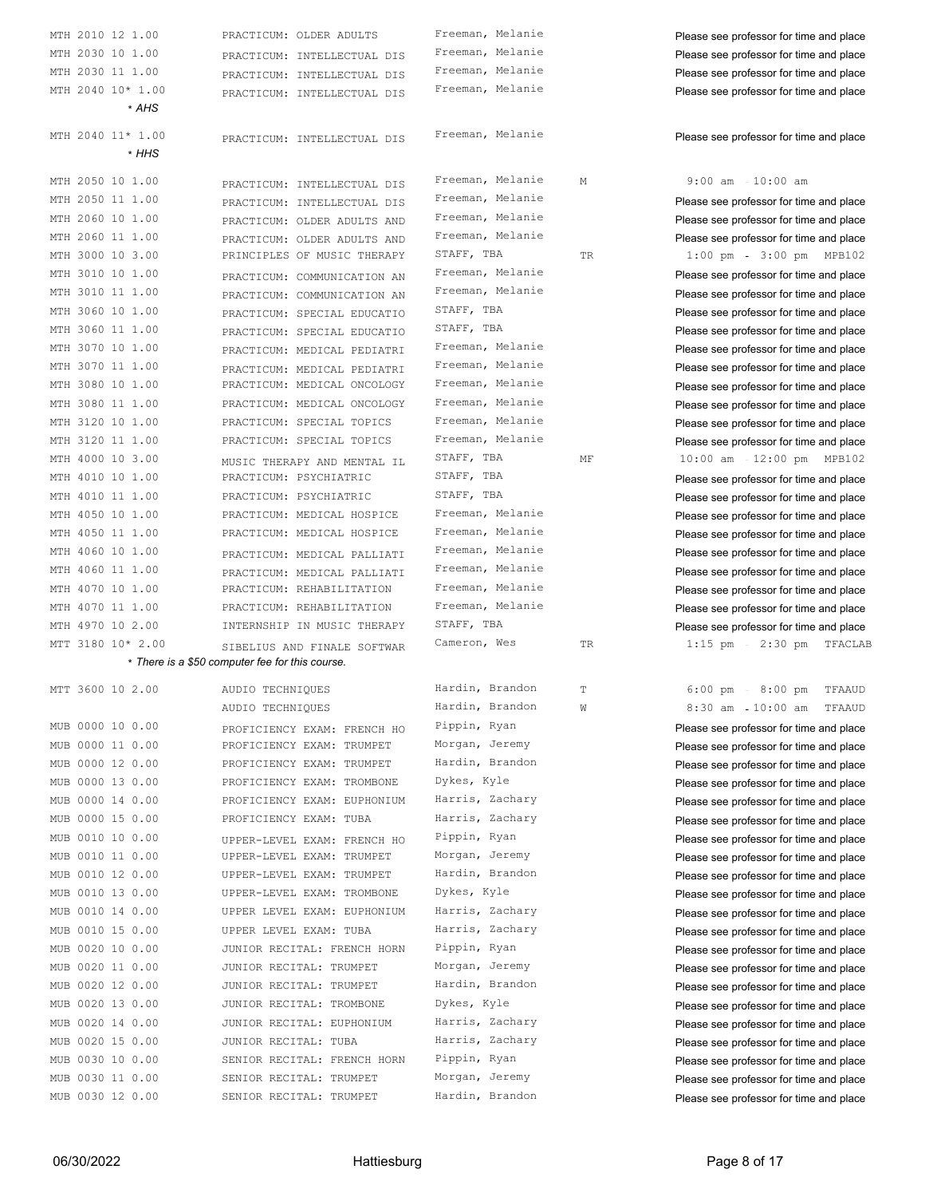| Course | Title | Instructor | Days | Time / Location |
|---|---|---|---|---|
| MTH 2010 12 1.00 | PRACTICUM: OLDER ADULTS | Freeman, Melanie | | Please see professor for time and place |
| MTH 2030 10 1.00 | PRACTICUM: INTELLECTUAL DIS | Freeman, Melanie | | Please see professor for time and place |
| MTH 2030 11 1.00 | PRACTICUM: INTELLECTUAL DIS | Freeman, Melanie | | Please see professor for time and place |
| MTH 2040 10* 1.00 *\* AHS* | PRACTICUM: INTELLECTUAL DIS | Freeman, Melanie | | Please see professor for time and place |
| MTH 2040 11* 1.00 *\* HHS* | PRACTICUM: INTELLECTUAL DIS | Freeman, Melanie | | Please see professor for time and place |
| MTH 2050 10 1.00 | PRACTICUM: INTELLECTUAL DIS | Freeman, Melanie | M | 9:00 am - 10:00 am |
| MTH 2050 11 1.00 | PRACTICUM: INTELLECTUAL DIS | Freeman, Melanie | | Please see professor for time and place |
| MTH 2060 10 1.00 | PRACTICUM: OLDER ADULTS AND | Freeman, Melanie | | Please see professor for time and place |
| MTH 2060 11 1.00 | PRACTICUM: OLDER ADULTS AND | Freeman, Melanie | | Please see professor for time and place |
| MTH 3000 10 3.00 | PRINCIPLES OF MUSIC THERAPY | STAFF, TBA | TR | 1:00 pm - 3:00 pm MPB102 |
| MTH 3010 10 1.00 | PRACTICUM: COMMUNICATION AN | Freeman, Melanie | | Please see professor for time and place |
| MTH 3010 11 1.00 | PRACTICUM: COMMUNICATION AN | Freeman, Melanie | | Please see professor for time and place |
| MTH 3060 10 1.00 | PRACTICUM: SPECIAL EDUCATIO | STAFF, TBA | | Please see professor for time and place |
| MTH 3060 11 1.00 | PRACTICUM: SPECIAL EDUCATIO | STAFF, TBA | | Please see professor for time and place |
| MTH 3070 10 1.00 | PRACTICUM: MEDICAL PEDIATRI | Freeman, Melanie | | Please see professor for time and place |
| MTH 3070 11 1.00 | PRACTICUM: MEDICAL PEDIATRI | Freeman, Melanie | | Please see professor for time and place |
| MTH 3080 10 1.00 | PRACTICUM: MEDICAL ONCOLOGY | Freeman, Melanie | | Please see professor for time and place |
| MTH 3080 11 1.00 | PRACTICUM: MEDICAL ONCOLOGY | Freeman, Melanie | | Please see professor for time and place |
| MTH 3120 10 1.00 | PRACTICUM: SPECIAL TOPICS | Freeman, Melanie | | Please see professor for time and place |
| MTH 3120 11 1.00 | PRACTICUM: SPECIAL TOPICS | Freeman, Melanie | | Please see professor for time and place |
| MTH 4000 10 3.00 | MUSIC THERAPY AND MENTAL IL | STAFF, TBA | MF | 10:00 am - 12:00 pm MPB102 |
| MTH 4010 10 1.00 | PRACTICUM: PSYCHIATRIC | STAFF, TBA | | Please see professor for time and place |
| MTH 4010 11 1.00 | PRACTICUM: PSYCHIATRIC | STAFF, TBA | | Please see professor for time and place |
| MTH 4050 10 1.00 | PRACTICUM: MEDICAL HOSPICE | Freeman, Melanie | | Please see professor for time and place |
| MTH 4050 11 1.00 | PRACTICUM: MEDICAL HOSPICE | Freeman, Melanie | | Please see professor for time and place |
| MTH 4060 10 1.00 | PRACTICUM: MEDICAL PALLIATI | Freeman, Melanie | | Please see professor for time and place |
| MTH 4060 11 1.00 | PRACTICUM: MEDICAL PALLIATI | Freeman, Melanie | | Please see professor for time and place |
| MTH 4070 10 1.00 | PRACTICUM: REHABILITATION | Freeman, Melanie | | Please see professor for time and place |
| MTH 4070 11 1.00 | PRACTICUM: REHABILITATION | Freeman, Melanie | | Please see professor for time and place |
| MTH 4970 10 2.00 | INTERNSHIP IN MUSIC THERAPY | STAFF, TBA | | Please see professor for time and place |
| MTT 3180 10* 2.00 | SIBELIUS AND FINALE SOFTWAR | Cameron, Wes | TR | 1:15 pm - 2:30 pm TFACLAB |
| *\* There is a $50 computer fee for this course.* | | | | |
| MTT 3600 10 2.00 | AUDIO TECHNIQUES | Hardin, Brandon | T | 6:00 pm - 8:00 pm TFAAUD |
| | AUDIO TECHNIQUES | Hardin, Brandon | W | 8:30 am - 10:00 am TFAAUD |
| MUB 0000 10 0.00 | PROFICIENCY EXAM: FRENCH HO | Pippin, Ryan | | Please see professor for time and place |
| MUB 0000 11 0.00 | PROFICIENCY EXAM: TRUMPET | Morgan, Jeremy | | Please see professor for time and place |
| MUB 0000 12 0.00 | PROFICIENCY EXAM: TRUMPET | Hardin, Brandon | | Please see professor for time and place |
| MUB 0000 13 0.00 | PROFICIENCY EXAM: TROMBONE | Dykes, Kyle | | Please see professor for time and place |
| MUB 0000 14 0.00 | PROFICIENCY EXAM: EUPHONIUM | Harris, Zachary | | Please see professor for time and place |
| MUB 0000 15 0.00 | PROFICIENCY EXAM: TUBA | Harris, Zachary | | Please see professor for time and place |
| MUB 0010 10 0.00 | UPPER-LEVEL EXAM: FRENCH HO | Pippin, Ryan | | Please see professor for time and place |
| MUB 0010 11 0.00 | UPPER-LEVEL EXAM: TRUMPET | Morgan, Jeremy | | Please see professor for time and place |
| MUB 0010 12 0.00 | UPPER-LEVEL EXAM: TRUMPET | Hardin, Brandon | | Please see professor for time and place |
| MUB 0010 13 0.00 | UPPER-LEVEL EXAM: TROMBONE | Dykes, Kyle | | Please see professor for time and place |
| MUB 0010 14 0.00 | UPPER LEVEL EXAM: EUPHONIUM | Harris, Zachary | | Please see professor for time and place |
| MUB 0010 15 0.00 | UPPER LEVEL EXAM: TUBA | Harris, Zachary | | Please see professor for time and place |
| MUB 0020 10 0.00 | JUNIOR RECITAL: FRENCH HORN | Pippin, Ryan | | Please see professor for time and place |
| MUB 0020 11 0.00 | JUNIOR RECITAL: TRUMPET | Morgan, Jeremy | | Please see professor for time and place |
| MUB 0020 12 0.00 | JUNIOR RECITAL: TRUMPET | Hardin, Brandon | | Please see professor for time and place |
| MUB 0020 13 0.00 | JUNIOR RECITAL: TROMBONE | Dykes, Kyle | | Please see professor for time and place |
| MUB 0020 14 0.00 | JUNIOR RECITAL: EUPHONIUM | Harris, Zachary | | Please see professor for time and place |
| MUB 0020 15 0.00 | JUNIOR RECITAL: TUBA | Harris, Zachary | | Please see professor for time and place |
| MUB 0030 10 0.00 | SENIOR RECITAL: FRENCH HORN | Pippin, Ryan | | Please see professor for time and place |
| MUB 0030 11 0.00 | SENIOR RECITAL: TRUMPET | Morgan, Jeremy | | Please see professor for time and place |
| MUB 0030 12 0.00 | SENIOR RECITAL: TRUMPET | Hardin, Brandon | | Please see professor for time and place |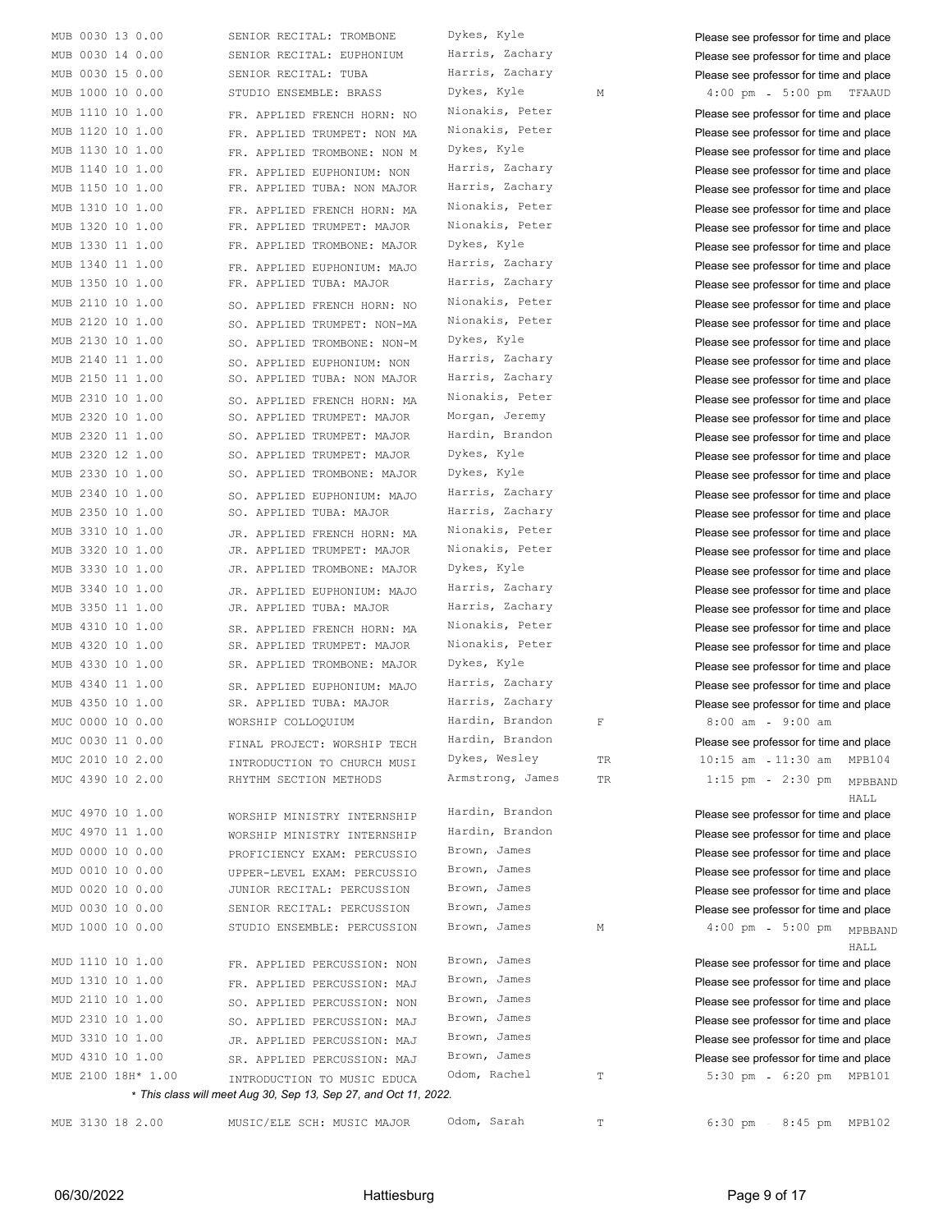| Course | Title | Instructor | Days | Time / Location |
|---|---|---|---|---|
| MUB 0030 13 0.00 | SENIOR RECITAL: TROMBONE | Dykes, Kyle | | Please see professor for time and place |
| MUB 0030 14 0.00 | SENIOR RECITAL: EUPHONIUM | Harris, Zachary | | Please see professor for time and place |
| MUB 0030 15 0.00 | SENIOR RECITAL: TUBA | Harris, Zachary | | Please see professor for time and place |
| MUB 1000 10 0.00 | STUDIO ENSEMBLE: BRASS | Dykes, Kyle | M | 4:00 pm - 5:00 pm TFAAUD |
| MUB 1110 10 1.00 | FR. APPLIED FRENCH HORN: NO | Nionakis, Peter | | Please see professor for time and place |
| MUB 1120 10 1.00 | FR. APPLIED TRUMPET: NON MA | Nionakis, Peter | | Please see professor for time and place |
| MUB 1130 10 1.00 | FR. APPLIED TROMBONE: NON M | Dykes, Kyle | | Please see professor for time and place |
| MUB 1140 10 1.00 | FR. APPLIED EUPHONIUM: NON | Harris, Zachary | | Please see professor for time and place |
| MUB 1150 10 1.00 | FR. APPLIED TUBA: NON MAJOR | Harris, Zachary | | Please see professor for time and place |
| MUB 1310 10 1.00 | FR. APPLIED FRENCH HORN: MA | Nionakis, Peter | | Please see professor for time and place |
| MUB 1320 10 1.00 | FR. APPLIED TRUMPET: MAJOR | Nionakis, Peter | | Please see professor for time and place |
| MUB 1330 11 1.00 | FR. APPLIED TROMBONE: MAJOR | Dykes, Kyle | | Please see professor for time and place |
| MUB 1340 11 1.00 | FR. APPLIED EUPHONIUM: MAJO | Harris, Zachary | | Please see professor for time and place |
| MUB 1350 10 1.00 | FR. APPLIED TUBA: MAJOR | Harris, Zachary | | Please see professor for time and place |
| MUB 2110 10 1.00 | SO. APPLIED FRENCH HORN: NO | Nionakis, Peter | | Please see professor for time and place |
| MUB 2120 10 1.00 | SO. APPLIED TRUMPET: NON-MA | Nionakis, Peter | | Please see professor for time and place |
| MUB 2130 10 1.00 | SO. APPLIED TROMBONE: NON-M | Dykes, Kyle | | Please see professor for time and place |
| MUB 2140 11 1.00 | SO. APPLIED EUPHONIUM: NON | Harris, Zachary | | Please see professor for time and place |
| MUB 2150 11 1.00 | SO. APPLIED TUBA: NON MAJOR | Harris, Zachary | | Please see professor for time and place |
| MUB 2310 10 1.00 | SO. APPLIED FRENCH HORN: MA | Nionakis, Peter | | Please see professor for time and place |
| MUB 2320 10 1.00 | SO. APPLIED TRUMPET: MAJOR | Morgan, Jeremy | | Please see professor for time and place |
| MUB 2320 11 1.00 | SO. APPLIED TRUMPET: MAJOR | Hardin, Brandon | | Please see professor for time and place |
| MUB 2320 12 1.00 | SO. APPLIED TRUMPET: MAJOR | Dykes, Kyle | | Please see professor for time and place |
| MUB 2330 10 1.00 | SO. APPLIED TROMBONE: MAJOR | Dykes, Kyle | | Please see professor for time and place |
| MUB 2340 10 1.00 | SO. APPLIED EUPHONIUM: MAJO | Harris, Zachary | | Please see professor for time and place |
| MUB 2350 10 1.00 | SO. APPLIED TUBA: MAJOR | Harris, Zachary | | Please see professor for time and place |
| MUB 3310 10 1.00 | JR. APPLIED FRENCH HORN: MA | Nionakis, Peter | | Please see professor for time and place |
| MUB 3320 10 1.00 | JR. APPLIED TRUMPET: MAJOR | Nionakis, Peter | | Please see professor for time and place |
| MUB 3330 10 1.00 | JR. APPLIED TROMBONE: MAJOR | Dykes, Kyle | | Please see professor for time and place |
| MUB 3340 10 1.00 | JR. APPLIED EUPHONIUM: MAJO | Harris, Zachary | | Please see professor for time and place |
| MUB 3350 11 1.00 | JR. APPLIED TUBA: MAJOR | Harris, Zachary | | Please see professor for time and place |
| MUB 4310 10 1.00 | SR. APPLIED FRENCH HORN: MA | Nionakis, Peter | | Please see professor for time and place |
| MUB 4320 10 1.00 | SR. APPLIED TRUMPET: MAJOR | Nionakis, Peter | | Please see professor for time and place |
| MUB 4330 10 1.00 | SR. APPLIED TROMBONE: MAJOR | Dykes, Kyle | | Please see professor for time and place |
| MUB 4340 11 1.00 | SR. APPLIED EUPHONIUM: MAJO | Harris, Zachary | | Please see professor for time and place |
| MUB 4350 10 1.00 | SR. APPLIED TUBA: MAJOR | Harris, Zachary | | Please see professor for time and place |
| MUC 0000 10 0.00 | WORSHIP COLLOQUIUM | Hardin, Brandon | F | 8:00 am - 9:00 am |
| MUC 0030 11 0.00 | FINAL PROJECT: WORSHIP TECH | Hardin, Brandon | | Please see professor for time and place |
| MUC 2010 10 2.00 | INTRODUCTION TO CHURCH MUSI | Dykes, Wesley | TR | 10:15 am - 11:30 am MPB104 |
| MUC 4390 10 2.00 | RHYTHM SECTION METHODS | Armstrong, James | TR | 1:15 pm - 2:30 pm MPBBAND HALL |
| MUC 4970 10 1.00 | WORSHIP MINISTRY INTERNSHIP | Hardin, Brandon | | Please see professor for time and place |
| MUC 4970 11 1.00 | WORSHIP MINISTRY INTERNSHIP | Hardin, Brandon | | Please see professor for time and place |
| MUD 0000 10 0.00 | PROFICIENCY EXAM: PERCUSSIO | Brown, James | | Please see professor for time and place |
| MUD 0010 10 0.00 | UPPER-LEVEL EXAM: PERCUSSIO | Brown, James | | Please see professor for time and place |
| MUD 0020 10 0.00 | JUNIOR RECITAL: PERCUSSION | Brown, James | | Please see professor for time and place |
| MUD 0030 10 0.00 | SENIOR RECITAL: PERCUSSION | Brown, James | | Please see professor for time and place |
| MUD 1000 10 0.00 | STUDIO ENSEMBLE: PERCUSSION | Brown, James | M | 4:00 pm - 5:00 pm MPBBAND HALL |
| MUD 1110 10 1.00 | FR. APPLIED PERCUSSION: NON | Brown, James | | Please see professor for time and place |
| MUD 1310 10 1.00 | FR. APPLIED PERCUSSION: MAJ | Brown, James | | Please see professor for time and place |
| MUD 2110 10 1.00 | SO. APPLIED PERCUSSION: NON | Brown, James | | Please see professor for time and place |
| MUD 2310 10 1.00 | SO. APPLIED PERCUSSION: MAJ | Brown, James | | Please see professor for time and place |
| MUD 3310 10 1.00 | JR. APPLIED PERCUSSION: MAJ | Brown, James | | Please see professor for time and place |
| MUD 4310 10 1.00 | SR. APPLIED PERCUSSION: MAJ | Brown, James | | Please see professor for time and place |
| MUE 2100 18H* 1.00 | INTRODUCTION TO MUSIC EDUCA | Odom, Rachel | T | 5:30 pm - 6:20 pm MPB101 |

*\* This class will meet Aug 30, Sep 13, Sep 27, and Oct 11, 2022.*

| Course | Title | Instructor | Days | Time / Location |
|---|---|---|---|---|
| MUE 3130 18 2.00 | MUSIC/ELE SCH: MUSIC MAJOR | Odom, Sarah | T | 6:30 pm - 8:45 pm MPB102 |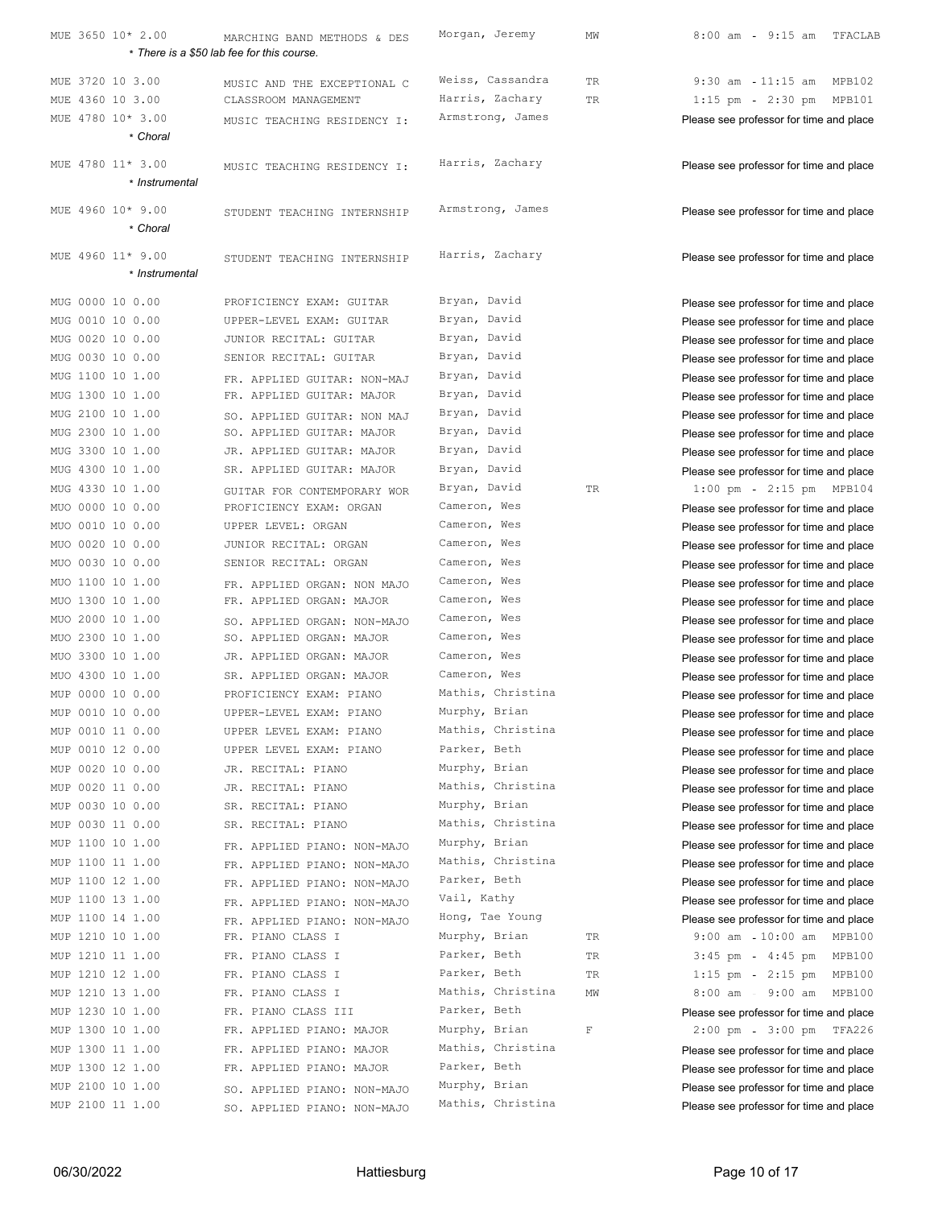| Course | Title | Instructor | Days | Time / Place |
|---|---|---|---|---|
| MUE 3650 10* 2.00 | MARCHING BAND METHODS & DES | Morgan, Jeremy | MW | 8:00 am - 9:15 am TFACLAB |
| * There is a $50 lab fee for this course. | | | | |
| MUE 3720 10 3.00 | MUSIC AND THE EXCEPTIONAL C | Weiss, Cassandra | TR | 9:30 am - 11:15 am MPB102 |
| MUE 4360 10 3.00 | CLASSROOM MANAGEMENT | Harris, Zachary | TR | 1:15 pm - 2:30 pm MPB101 |
| MUE 4780 10* 3.00 | MUSIC TEACHING RESIDENCY I: | Armstrong, James | | Please see professor for time and place |
| * Choral | | | | |
| MUE 4780 11* 3.00 | MUSIC TEACHING RESIDENCY I: | Harris, Zachary | | Please see professor for time and place |
| * Instrumental | | | | |
| MUE 4960 10* 9.00 | STUDENT TEACHING INTERNSHIP | Armstrong, James | | Please see professor for time and place |
| * Choral | | | | |
| MUE 4960 11* 9.00 | STUDENT TEACHING INTERNSHIP | Harris, Zachary | | Please see professor for time and place |
| * Instrumental | | | | |
| MUG 0000 10 0.00 | PROFICIENCY EXAM: GUITAR | Bryan, David | | Please see professor for time and place |
| MUG 0010 10 0.00 | UPPER-LEVEL EXAM: GUITAR | Bryan, David | | Please see professor for time and place |
| MUG 0020 10 0.00 | JUNIOR RECITAL: GUITAR | Bryan, David | | Please see professor for time and place |
| MUG 0030 10 0.00 | SENIOR RECITAL: GUITAR | Bryan, David | | Please see professor for time and place |
| MUG 1100 10 1.00 | FR. APPLIED GUITAR: NON-MAJ | Bryan, David | | Please see professor for time and place |
| MUG 1300 10 1.00 | FR. APPLIED GUITAR: MAJOR | Bryan, David | | Please see professor for time and place |
| MUG 2100 10 1.00 | SO. APPLIED GUITAR: NON MAJ | Bryan, David | | Please see professor for time and place |
| MUG 2300 10 1.00 | SO. APPLIED GUITAR: MAJOR | Bryan, David | | Please see professor for time and place |
| MUG 3300 10 1.00 | JR. APPLIED GUITAR: MAJOR | Bryan, David | | Please see professor for time and place |
| MUG 4300 10 1.00 | SR. APPLIED GUITAR: MAJOR | Bryan, David | | Please see professor for time and place |
| MUG 4330 10 1.00 | GUITAR FOR CONTEMPORARY WOR | Bryan, David | TR | 1:00 pm - 2:15 pm MPB104 |
| MUO 0000 10 0.00 | PROFICIENCY EXAM: ORGAN | Cameron, Wes | | Please see professor for time and place |
| MUO 0010 10 0.00 | UPPER LEVEL: ORGAN | Cameron, Wes | | Please see professor for time and place |
| MUO 0020 10 0.00 | JUNIOR RECITAL: ORGAN | Cameron, Wes | | Please see professor for time and place |
| MUO 0030 10 0.00 | SENIOR RECITAL: ORGAN | Cameron, Wes | | Please see professor for time and place |
| MUO 1100 10 1.00 | FR. APPLIED ORGAN: NON MAJO | Cameron, Wes | | Please see professor for time and place |
| MUO 1300 10 1.00 | FR. APPLIED ORGAN: MAJOR | Cameron, Wes | | Please see professor for time and place |
| MUO 2000 10 1.00 | SO. APPLIED ORGAN: NON-MAJO | Cameron, Wes | | Please see professor for time and place |
| MUO 2300 10 1.00 | SO. APPLIED ORGAN: MAJOR | Cameron, Wes | | Please see professor for time and place |
| MUO 3300 10 1.00 | JR. APPLIED ORGAN: MAJOR | Cameron, Wes | | Please see professor for time and place |
| MUO 4300 10 1.00 | SR. APPLIED ORGAN: MAJOR | Cameron, Wes | | Please see professor for time and place |
| MUP 0000 10 0.00 | PROFICIENCY EXAM: PIANO | Mathis, Christina | | Please see professor for time and place |
| MUP 0010 10 0.00 | UPPER-LEVEL EXAM: PIANO | Murphy, Brian | | Please see professor for time and place |
| MUP 0010 11 0.00 | UPPER LEVEL EXAM: PIANO | Mathis, Christina | | Please see professor for time and place |
| MUP 0010 12 0.00 | UPPER LEVEL EXAM: PIANO | Parker, Beth | | Please see professor for time and place |
| MUP 0020 10 0.00 | JR. RECITAL: PIANO | Murphy, Brian | | Please see professor for time and place |
| MUP 0020 11 0.00 | JR. RECITAL: PIANO | Mathis, Christina | | Please see professor for time and place |
| MUP 0030 10 0.00 | SR. RECITAL: PIANO | Murphy, Brian | | Please see professor for time and place |
| MUP 0030 11 0.00 | SR. RECITAL: PIANO | Mathis, Christina | | Please see professor for time and place |
| MUP 1100 10 1.00 | FR. APPLIED PIANO: NON-MAJO | Murphy, Brian | | Please see professor for time and place |
| MUP 1100 11 1.00 | FR. APPLIED PIANO: NON-MAJO | Mathis, Christina | | Please see professor for time and place |
| MUP 1100 12 1.00 | FR. APPLIED PIANO: NON-MAJO | Parker, Beth | | Please see professor for time and place |
| MUP 1100 13 1.00 | FR. APPLIED PIANO: NON-MAJO | Vail, Kathy | | Please see professor for time and place |
| MUP 1100 14 1.00 | FR. APPLIED PIANO: NON-MAJO | Hong, Tae Young | | Please see professor for time and place |
| MUP 1210 10 1.00 | FR. PIANO CLASS I | Murphy, Brian | TR | 9:00 am - 10:00 am MPB100 |
| MUP 1210 11 1.00 | FR. PIANO CLASS I | Parker, Beth | TR | 3:45 pm - 4:45 pm MPB100 |
| MUP 1210 12 1.00 | FR. PIANO CLASS I | Parker, Beth | TR | 1:15 pm - 2:15 pm MPB100 |
| MUP 1210 13 1.00 | FR. PIANO CLASS I | Mathis, Christina | MW | 8:00 am - 9:00 am MPB100 |
| MUP 1230 10 1.00 | FR. PIANO CLASS III | Parker, Beth | | Please see professor for time and place |
| MUP 1300 10 1.00 | FR. APPLIED PIANO: MAJOR | Murphy, Brian | F | 2:00 pm - 3:00 pm TFA226 |
| MUP 1300 11 1.00 | FR. APPLIED PIANO: MAJOR | Mathis, Christina | | Please see professor for time and place |
| MUP 1300 12 1.00 | FR. APPLIED PIANO: MAJOR | Parker, Beth | | Please see professor for time and place |
| MUP 2100 10 1.00 | SO. APPLIED PIANO: NON-MAJO | Murphy, Brian | | Please see professor for time and place |
| MUP 2100 11 1.00 | SO. APPLIED PIANO: NON-MAJO | Mathis, Christina | | Please see professor for time and place |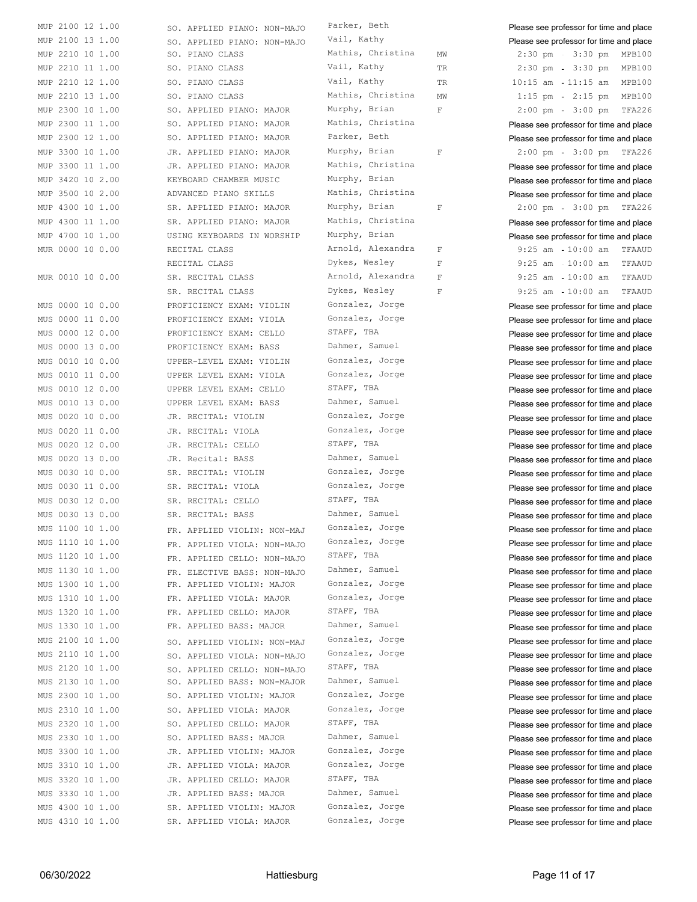| Course | Title | Instructor | Days | Time / Location |
|---|---|---|---|---|
| MUP 2100 12 1.00 | SO. APPLIED PIANO: NON-MAJO | Parker, Beth | | Please see professor for time and place |
| MUP 2100 13 1.00 | SO. APPLIED PIANO: NON-MAJO | Vail, Kathy | | Please see professor for time and place |
| MUP 2210 10 1.00 | SO. PIANO CLASS | Mathis, Christina | MW | 2:30 pm - 3:30 pm MPB100 |
| MUP 2210 11 1.00 | SO. PIANO CLASS | Vail, Kathy | TR | 2:30 pm - 3:30 pm MPB100 |
| MUP 2210 12 1.00 | SO. PIANO CLASS | Vail, Kathy | TR | 10:15 am - 11:15 am MPB100 |
| MUP 2210 13 1.00 | SO. PIANO CLASS | Mathis, Christina | MW | 1:15 pm - 2:15 pm MPB100 |
| MUP 2300 10 1.00 | SO. APPLIED PIANO: MAJOR | Murphy, Brian | F | 2:00 pm - 3:00 pm TFA226 |
| MUP 2300 11 1.00 | SO. APPLIED PIANO: MAJOR | Mathis, Christina | | Please see professor for time and place |
| MUP 2300 12 1.00 | SO. APPLIED PIANO: MAJOR | Parker, Beth | | Please see professor for time and place |
| MUP 3300 10 1.00 | JR. APPLIED PIANO: MAJOR | Murphy, Brian | F | 2:00 pm - 3:00 pm TFA226 |
| MUP 3300 11 1.00 | JR. APPLIED PIANO: MAJOR | Mathis, Christina | | Please see professor for time and place |
| MUP 3420 10 2.00 | KEYBOARD CHAMBER MUSIC | Murphy, Brian | | Please see professor for time and place |
| MUP 3500 10 2.00 | ADVANCED PIANO SKILLS | Mathis, Christina | | Please see professor for time and place |
| MUP 4300 10 1.00 | SR. APPLIED PIANO: MAJOR | Murphy, Brian | F | 2:00 pm - 3:00 pm TFA226 |
| MUP 4300 11 1.00 | SR. APPLIED PIANO: MAJOR | Mathis, Christina | | Please see professor for time and place |
| MUP 4700 10 1.00 | USING KEYBOARDS IN WORSHIP | Murphy, Brian | | Please see professor for time and place |
| MUR 0000 10 0.00 | RECITAL CLASS | Arnold, Alexandra | F | 9:25 am - 10:00 am TFAAUD |
| | RECITAL CLASS | Dykes, Wesley | F | 9:25 am - 10:00 am TFAAUD |
| MUR 0010 10 0.00 | SR. RECITAL CLASS | Arnold, Alexandra | F | 9:25 am - 10:00 am TFAAUD |
| | SR. RECITAL CLASS | Dykes, Wesley | F | 9:25 am - 10:00 am TFAAUD |
| MUS 0000 10 0.00 | PROFICIENCY EXAM: VIOLIN | Gonzalez, Jorge | | Please see professor for time and place |
| MUS 0000 11 0.00 | PROFICIENCY EXAM: VIOLA | Gonzalez, Jorge | | Please see professor for time and place |
| MUS 0000 12 0.00 | PROFICIENCY EXAM: CELLO | STAFF, TBA | | Please see professor for time and place |
| MUS 0000 13 0.00 | PROFICIENCY EXAM: BASS | Dahmer, Samuel | | Please see professor for time and place |
| MUS 0010 10 0.00 | UPPER-LEVEL EXAM: VIOLIN | Gonzalez, Jorge | | Please see professor for time and place |
| MUS 0010 11 0.00 | UPPER LEVEL EXAM: VIOLA | Gonzalez, Jorge | | Please see professor for time and place |
| MUS 0010 12 0.00 | UPPER LEVEL EXAM: CELLO | STAFF, TBA | | Please see professor for time and place |
| MUS 0010 13 0.00 | UPPER LEVEL EXAM: BASS | Dahmer, Samuel | | Please see professor for time and place |
| MUS 0020 10 0.00 | JR. RECITAL: VIOLIN | Gonzalez, Jorge | | Please see professor for time and place |
| MUS 0020 11 0.00 | JR. RECITAL: VIOLA | Gonzalez, Jorge | | Please see professor for time and place |
| MUS 0020 12 0.00 | JR. RECITAL: CELLO | STAFF, TBA | | Please see professor for time and place |
| MUS 0020 13 0.00 | JR. Recital: BASS | Dahmer, Samuel | | Please see professor for time and place |
| MUS 0030 10 0.00 | SR. RECITAL: VIOLIN | Gonzalez, Jorge | | Please see professor for time and place |
| MUS 0030 11 0.00 | SR. RECITAL: VIOLA | Gonzalez, Jorge | | Please see professor for time and place |
| MUS 0030 12 0.00 | SR. RECITAL: CELLO | STAFF, TBA | | Please see professor for time and place |
| MUS 0030 13 0.00 | SR. RECITAL: BASS | Dahmer, Samuel | | Please see professor for time and place |
| MUS 1100 10 1.00 | FR. APPLIED VIOLIN: NON-MAJ | Gonzalez, Jorge | | Please see professor for time and place |
| MUS 1110 10 1.00 | FR. APPLIED VIOLA: NON-MAJO | Gonzalez, Jorge | | Please see professor for time and place |
| MUS 1120 10 1.00 | FR. APPLIED CELLO: NON-MAJO | STAFF, TBA | | Please see professor for time and place |
| MUS 1130 10 1.00 | FR. ELECTIVE BASS: NON-MAJO | Dahmer, Samuel | | Please see professor for time and place |
| MUS 1300 10 1.00 | FR. APPLIED VIOLIN: MAJOR | Gonzalez, Jorge | | Please see professor for time and place |
| MUS 1310 10 1.00 | FR. APPLIED VIOLA: MAJOR | Gonzalez, Jorge | | Please see professor for time and place |
| MUS 1320 10 1.00 | FR. APPLIED CELLO: MAJOR | STAFF, TBA | | Please see professor for time and place |
| MUS 1330 10 1.00 | FR. APPLIED BASS: MAJOR | Dahmer, Samuel | | Please see professor for time and place |
| MUS 2100 10 1.00 | SO. APPLIED VIOLIN: NON-MAJ | Gonzalez, Jorge | | Please see professor for time and place |
| MUS 2110 10 1.00 | SO. APPLIED VIOLA: NON-MAJO | Gonzalez, Jorge | | Please see professor for time and place |
| MUS 2120 10 1.00 | SO. APPLIED CELLO: NON-MAJO | STAFF, TBA | | Please see professor for time and place |
| MUS 2130 10 1.00 | SO. APPLIED BASS: NON-MAJOR | Dahmer, Samuel | | Please see professor for time and place |
| MUS 2300 10 1.00 | SO. APPLIED VIOLIN: MAJOR | Gonzalez, Jorge | | Please see professor for time and place |
| MUS 2310 10 1.00 | SO. APPLIED VIOLA: MAJOR | Gonzalez, Jorge | | Please see professor for time and place |
| MUS 2320 10 1.00 | SO. APPLIED CELLO: MAJOR | STAFF, TBA | | Please see professor for time and place |
| MUS 2330 10 1.00 | SO. APPLIED BASS: MAJOR | Dahmer, Samuel | | Please see professor for time and place |
| MUS 3300 10 1.00 | JR. APPLIED VIOLIN: MAJOR | Gonzalez, Jorge | | Please see professor for time and place |
| MUS 3310 10 1.00 | JR. APPLIED VIOLA: MAJOR | Gonzalez, Jorge | | Please see professor for time and place |
| MUS 3320 10 1.00 | JR. APPLIED CELLO: MAJOR | STAFF, TBA | | Please see professor for time and place |
| MUS 3330 10 1.00 | JR. APPLIED BASS: MAJOR | Dahmer, Samuel | | Please see professor for time and place |
| MUS 4300 10 1.00 | SR. APPLIED VIOLIN: MAJOR | Gonzalez, Jorge | | Please see professor for time and place |
| MUS 4310 10 1.00 | SR. APPLIED VIOLA: MAJOR | Gonzalez, Jorge | | Please see professor for time and place |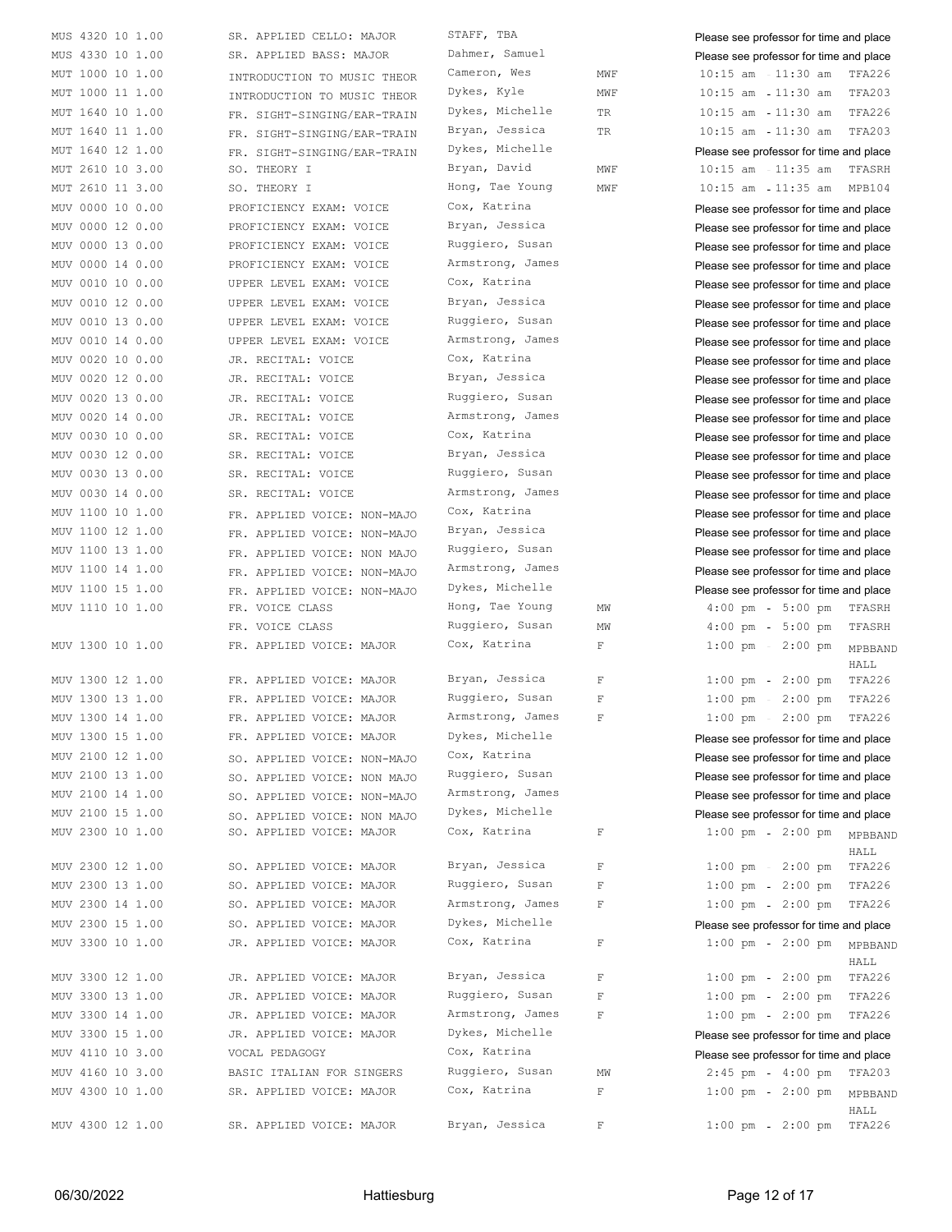| Course | Title | Instructor | Days | Time | Room |
|---|---|---|---|---|---|
| MUS 4320 10 1.00 | SR. APPLIED CELLO: MAJOR | STAFF, TBA | | Please see professor for time and place | |
| MUS 4330 10 1.00 | SR. APPLIED BASS: MAJOR | Dahmer, Samuel | | Please see professor for time and place | |
| MUT 1000 10 1.00 | INTRODUCTION TO MUSIC THEOR | Cameron, Wes | MWF | 10:15 am - 11:30 am | TFA226 |
| MUT 1000 11 1.00 | INTRODUCTION TO MUSIC THEOR | Dykes, Kyle | MWF | 10:15 am - 11:30 am | TFA203 |
| MUT 1640 10 1.00 | FR. SIGHT-SINGING/EAR-TRAIN | Dykes, Michelle | TR | 10:15 am - 11:30 am | TFA226 |
| MUT 1640 11 1.00 | FR. SIGHT-SINGING/EAR-TRAIN | Bryan, Jessica | TR | 10:15 am - 11:30 am | TFA203 |
| MUT 1640 12 1.00 | FR. SIGHT-SINGING/EAR-TRAIN | Dykes, Michelle | | Please see professor for time and place | |
| MUT 2610 10 3.00 | SO. THEORY I | Bryan, David | MWF | 10:15 am - 11:35 am | TFASRH |
| MUT 2610 11 3.00 | SO. THEORY I | Hong, Tae Young | MWF | 10:15 am - 11:35 am | MPB104 |
| MUV 0000 10 0.00 | PROFICIENCY EXAM: VOICE | Cox, Katrina | | Please see professor for time and place | |
| MUV 0000 12 0.00 | PROFICIENCY EXAM: VOICE | Bryan, Jessica | | Please see professor for time and place | |
| MUV 0000 13 0.00 | PROFICIENCY EXAM: VOICE | Ruggiero, Susan | | Please see professor for time and place | |
| MUV 0000 14 0.00 | PROFICIENCY EXAM: VOICE | Armstrong, James | | Please see professor for time and place | |
| MUV 0010 10 0.00 | UPPER LEVEL EXAM: VOICE | Cox, Katrina | | Please see professor for time and place | |
| MUV 0010 12 0.00 | UPPER LEVEL EXAM: VOICE | Bryan, Jessica | | Please see professor for time and place | |
| MUV 0010 13 0.00 | UPPER LEVEL EXAM: VOICE | Ruggiero, Susan | | Please see professor for time and place | |
| MUV 0010 14 0.00 | UPPER LEVEL EXAM: VOICE | Armstrong, James | | Please see professor for time and place | |
| MUV 0020 10 0.00 | JR. RECITAL: VOICE | Cox, Katrina | | Please see professor for time and place | |
| MUV 0020 12 0.00 | JR. RECITAL: VOICE | Bryan, Jessica | | Please see professor for time and place | |
| MUV 0020 13 0.00 | JR. RECITAL: VOICE | Ruggiero, Susan | | Please see professor for time and place | |
| MUV 0020 14 0.00 | JR. RECITAL: VOICE | Armstrong, James | | Please see professor for time and place | |
| MUV 0030 10 0.00 | SR. RECITAL: VOICE | Cox, Katrina | | Please see professor for time and place | |
| MUV 0030 12 0.00 | SR. RECITAL: VOICE | Bryan, Jessica | | Please see professor for time and place | |
| MUV 0030 13 0.00 | SR. RECITAL: VOICE | Ruggiero, Susan | | Please see professor for time and place | |
| MUV 0030 14 0.00 | SR. RECITAL: VOICE | Armstrong, James | | Please see professor for time and place | |
| MUV 1100 10 1.00 | FR. APPLIED VOICE: NON-MAJO | Cox, Katrina | | Please see professor for time and place | |
| MUV 1100 12 1.00 | FR. APPLIED VOICE: NON-MAJO | Bryan, Jessica | | Please see professor for time and place | |
| MUV 1100 13 1.00 | FR. APPLIED VOICE: NON MAJO | Ruggiero, Susan | | Please see professor for time and place | |
| MUV 1100 14 1.00 | FR. APPLIED VOICE: NON-MAJO | Armstrong, James | | Please see professor for time and place | |
| MUV 1100 15 1.00 | FR. APPLIED VOICE: NON-MAJO | Dykes, Michelle | | Please see professor for time and place | |
| MUV 1110 10 1.00 | FR. VOICE CLASS | Hong, Tae Young | MW | 4:00 pm - 5:00 pm | TFASRH |
| | FR. VOICE CLASS | Ruggiero, Susan | MW | 4:00 pm - 5:00 pm | TFASRH |
| MUV 1300 10 1.00 | FR. APPLIED VOICE: MAJOR | Cox, Katrina | F | 1:00 pm - 2:00 pm | MPBBAND HALL |
| MUV 1300 12 1.00 | FR. APPLIED VOICE: MAJOR | Bryan, Jessica | F | 1:00 pm - 2:00 pm | TFA226 |
| MUV 1300 13 1.00 | FR. APPLIED VOICE: MAJOR | Ruggiero, Susan | F | 1:00 pm - 2:00 pm | TFA226 |
| MUV 1300 14 1.00 | FR. APPLIED VOICE: MAJOR | Armstrong, James | F | 1:00 pm - 2:00 pm | TFA226 |
| MUV 1300 15 1.00 | FR. APPLIED VOICE: MAJOR | Dykes, Michelle | | Please see professor for time and place | |
| MUV 2100 12 1.00 | SO. APPLIED VOICE: NON-MAJO | Cox, Katrina | | Please see professor for time and place | |
| MUV 2100 13 1.00 | SO. APPLIED VOICE: NON MAJO | Ruggiero, Susan | | Please see professor for time and place | |
| MUV 2100 14 1.00 | SO. APPLIED VOICE: NON-MAJO | Armstrong, James | | Please see professor for time and place | |
| MUV 2100 15 1.00 | SO. APPLIED VOICE: NON MAJO | Dykes, Michelle | | Please see professor for time and place | |
| MUV 2300 10 1.00 | SO. APPLIED VOICE: MAJOR | Cox, Katrina | F | 1:00 pm - 2:00 pm | MPBBAND HALL |
| MUV 2300 12 1.00 | SO. APPLIED VOICE: MAJOR | Bryan, Jessica | F | 1:00 pm - 2:00 pm | TFA226 |
| MUV 2300 13 1.00 | SO. APPLIED VOICE: MAJOR | Ruggiero, Susan | F | 1:00 pm - 2:00 pm | TFA226 |
| MUV 2300 14 1.00 | SO. APPLIED VOICE: MAJOR | Armstrong, James | F | 1:00 pm - 2:00 pm | TFA226 |
| MUV 2300 15 1.00 | SO. APPLIED VOICE: MAJOR | Dykes, Michelle | | Please see professor for time and place | |
| MUV 3300 10 1.00 | JR. APPLIED VOICE: MAJOR | Cox, Katrina | F | 1:00 pm - 2:00 pm | MPBBAND HALL |
| MUV 3300 12 1.00 | JR. APPLIED VOICE: MAJOR | Bryan, Jessica | F | 1:00 pm - 2:00 pm | TFA226 |
| MUV 3300 13 1.00 | JR. APPLIED VOICE: MAJOR | Ruggiero, Susan | F | 1:00 pm - 2:00 pm | TFA226 |
| MUV 3300 14 1.00 | JR. APPLIED VOICE: MAJOR | Armstrong, James | F | 1:00 pm - 2:00 pm | TFA226 |
| MUV 3300 15 1.00 | JR. APPLIED VOICE: MAJOR | Dykes, Michelle | | Please see professor for time and place | |
| MUV 4110 10 3.00 | VOCAL PEDAGOGY | Cox, Katrina | | Please see professor for time and place | |
| MUV 4160 10 3.00 | BASIC ITALIAN FOR SINGERS | Ruggiero, Susan | MW | 2:45 pm - 4:00 pm | TFA203 |
| MUV 4300 10 1.00 | SR. APPLIED VOICE: MAJOR | Cox, Katrina | F | 1:00 pm - 2:00 pm | MPBBAND HALL |
| MUV 4300 12 1.00 | SR. APPLIED VOICE: MAJOR | Bryan, Jessica | F | 1:00 pm - 2:00 pm | TFA226 |

06/30/2022 Hattiesburg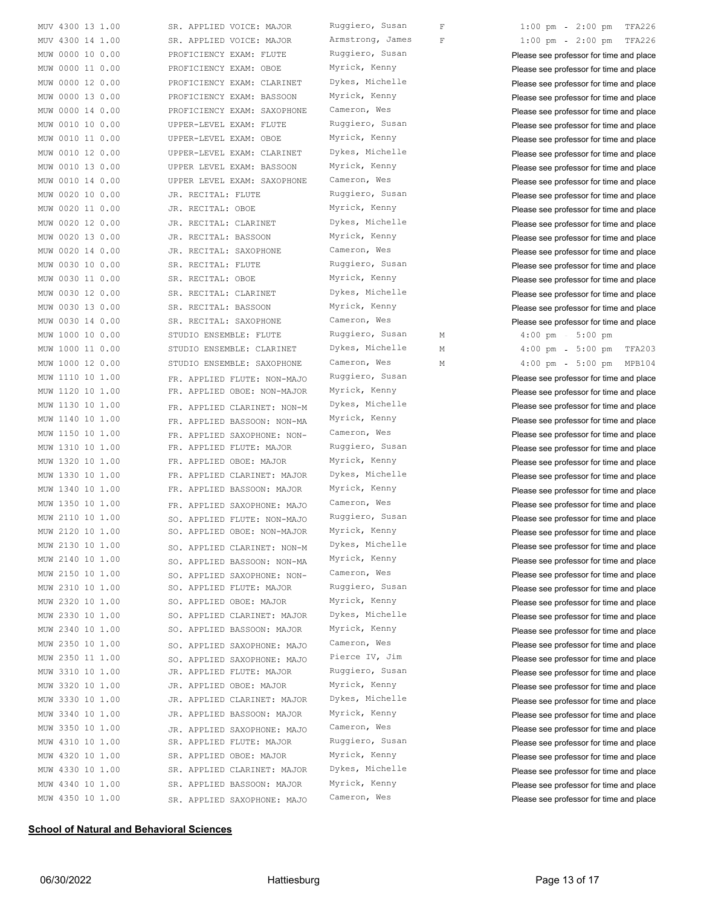| | | | | |
|---|---|---|---|---|
| MUV 4300 13 1.00 | SR. APPLIED VOICE: MAJOR | Ruggiero, Susan | F | 1:00 pm - 2:00 pm TFA226 |
| MUV 4300 14 1.00 | SR. APPLIED VOICE: MAJOR | Armstrong, James | F | 1:00 pm - 2:00 pm TFA226 |
| MUW 0000 10 0.00 | PROFICIENCY EXAM: FLUTE | Ruggiero, Susan | | Please see professor for time and place |
| MUW 0000 11 0.00 | PROFICIENCY EXAM: OBOE | Myrick, Kenny | | Please see professor for time and place |
| MUW 0000 12 0.00 | PROFICIENCY EXAM: CLARINET | Dykes, Michelle | | Please see professor for time and place |
| MUW 0000 13 0.00 | PROFICIENCY EXAM: BASSOON | Myrick, Kenny | | Please see professor for time and place |
| MUW 0000 14 0.00 | PROFICIENCY EXAM: SAXOPHONE | Cameron, Wes | | Please see professor for time and place |
| MUW 0010 10 0.00 | UPPER-LEVEL EXAM: FLUTE | Ruggiero, Susan | | Please see professor for time and place |
| MUW 0010 11 0.00 | UPPER-LEVEL EXAM: OBOE | Myrick, Kenny | | Please see professor for time and place |
| MUW 0010 12 0.00 | UPPER-LEVEL EXAM: CLARINET | Dykes, Michelle | | Please see professor for time and place |
| MUW 0010 13 0.00 | UPPER LEVEL EXAM: BASSOON | Myrick, Kenny | | Please see professor for time and place |
| MUW 0010 14 0.00 | UPPER LEVEL EXAM: SAXOPHONE | Cameron, Wes | | Please see professor for time and place |
| MUW 0020 10 0.00 | JR. RECITAL: FLUTE | Ruggiero, Susan | | Please see professor for time and place |
| MUW 0020 11 0.00 | JR. RECITAL: OBOE | Myrick, Kenny | | Please see professor for time and place |
| MUW 0020 12 0.00 | JR. RECITAL: CLARINET | Dykes, Michelle | | Please see professor for time and place |
| MUW 0020 13 0.00 | JR. RECITAL: BASSOON | Myrick, Kenny | | Please see professor for time and place |
| MUW 0020 14 0.00 | JR. RECITAL: SAXOPHONE | Cameron, Wes | | Please see professor for time and place |
| MUW 0030 10 0.00 | SR. RECITAL: FLUTE | Ruggiero, Susan | | Please see professor for time and place |
| MUW 0030 11 0.00 | SR. RECITAL: OBOE | Myrick, Kenny | | Please see professor for time and place |
| MUW 0030 12 0.00 | SR. RECITAL: CLARINET | Dykes, Michelle | | Please see professor for time and place |
| MUW 0030 13 0.00 | SR. RECITAL: BASSOON | Myrick, Kenny | | Please see professor for time and place |
| MUW 0030 14 0.00 | SR. RECITAL: SAXOPHONE | Cameron, Wes | | Please see professor for time and place |
| MUW 1000 10 0.00 | STUDIO ENSEMBLE: FLUTE | Ruggiero, Susan | M | 4:00 pm - 5:00 pm |
| MUW 1000 11 0.00 | STUDIO ENSEMBLE: CLARINET | Dykes, Michelle | M | 4:00 pm - 5:00 pm TFA203 |
| MUW 1000 12 0.00 | STUDIO ENSEMBLE: SAXOPHONE | Cameron, Wes | M | 4:00 pm - 5:00 pm MPB104 |
| MUW 1110 10 1.00 | FR. APPLIED FLUTE: NON-MAJO | Ruggiero, Susan | | Please see professor for time and place |
| MUW 1120 10 1.00 | FR. APPLIED OBOE: NON-MAJOR | Myrick, Kenny | | Please see professor for time and place |
| MUW 1130 10 1.00 | FR. APPLIED CLARINET: NON-M | Dykes, Michelle | | Please see professor for time and place |
| MUW 1140 10 1.00 | FR. APPLIED BASSOON: NON-MA | Myrick, Kenny | | Please see professor for time and place |
| MUW 1150 10 1.00 | FR. APPLIED SAXOPHONE: NON- | Cameron, Wes | | Please see professor for time and place |
| MUW 1310 10 1.00 | FR. APPLIED FLUTE: MAJOR | Ruggiero, Susan | | Please see professor for time and place |
| MUW 1320 10 1.00 | FR. APPLIED OBOE: MAJOR | Myrick, Kenny | | Please see professor for time and place |
| MUW 1330 10 1.00 | FR. APPLIED CLARINET: MAJOR | Dykes, Michelle | | Please see professor for time and place |
| MUW 1340 10 1.00 | FR. APPLIED BASSOON: MAJOR | Myrick, Kenny | | Please see professor for time and place |
| MUW 1350 10 1.00 | FR. APPLIED SAXOPHONE: MAJO | Cameron, Wes | | Please see professor for time and place |
| MUW 2110 10 1.00 | SO. APPLIED FLUTE: NON-MAJO | Ruggiero, Susan | | Please see professor for time and place |
| MUW 2120 10 1.00 | SO. APPLIED OBOE: NON-MAJOR | Myrick, Kenny | | Please see professor for time and place |
| MUW 2130 10 1.00 | SO. APPLIED CLARINET: NON-M | Dykes, Michelle | | Please see professor for time and place |
| MUW 2140 10 1.00 | SO. APPLIED BASSOON: NON-MA | Myrick, Kenny | | Please see professor for time and place |
| MUW 2150 10 1.00 | SO. APPLIED SAXOPHONE: NON- | Cameron, Wes | | Please see professor for time and place |
| MUW 2310 10 1.00 | SO. APPLIED FLUTE: MAJOR | Ruggiero, Susan | | Please see professor for time and place |
| MUW 2320 10 1.00 | SO. APPLIED OBOE: MAJOR | Myrick, Kenny | | Please see professor for time and place |
| MUW 2330 10 1.00 | SO. APPLIED CLARINET: MAJOR | Dykes, Michelle | | Please see professor for time and place |
| MUW 2340 10 1.00 | SO. APPLIED BASSOON: MAJOR | Myrick, Kenny | | Please see professor for time and place |
| MUW 2350 10 1.00 | SO. APPLIED SAXOPHONE: MAJO | Cameron, Wes | | Please see professor for time and place |
| MUW 2350 11 1.00 | SO. APPLIED SAXOPHONE: MAJO | Pierce IV, Jim | | Please see professor for time and place |
| MUW 3310 10 1.00 | JR. APPLIED FLUTE: MAJOR | Ruggiero, Susan | | Please see professor for time and place |
| MUW 3320 10 1.00 | JR. APPLIED OBOE: MAJOR | Myrick, Kenny | | Please see professor for time and place |
| MUW 3330 10 1.00 | JR. APPLIED CLARINET: MAJOR | Dykes, Michelle | | Please see professor for time and place |
| MUW 3340 10 1.00 | JR. APPLIED BASSOON: MAJOR | Myrick, Kenny | | Please see professor for time and place |
| MUW 3350 10 1.00 | JR. APPLIED SAXOPHONE: MAJO | Cameron, Wes | | Please see professor for time and place |
| MUW 4310 10 1.00 | SR. APPLIED FLUTE: MAJOR | Ruggiero, Susan | | Please see professor for time and place |
| MUW 4320 10 1.00 | SR. APPLIED OBOE: MAJOR | Myrick, Kenny | | Please see professor for time and place |
| MUW 4330 10 1.00 | SR. APPLIED CLARINET: MAJOR | Dykes, Michelle | | Please see professor for time and place |
| MUW 4340 10 1.00 | SR. APPLIED BASSOON: MAJOR | Myrick, Kenny | | Please see professor for time and place |
| MUW 4350 10 1.00 | SR. APPLIED SAXOPHONE: MAJO | Cameron, Wes | | Please see professor for time and place |

**School of Natural and Behavioral Sciences**

06/30/2022 Hattiesburg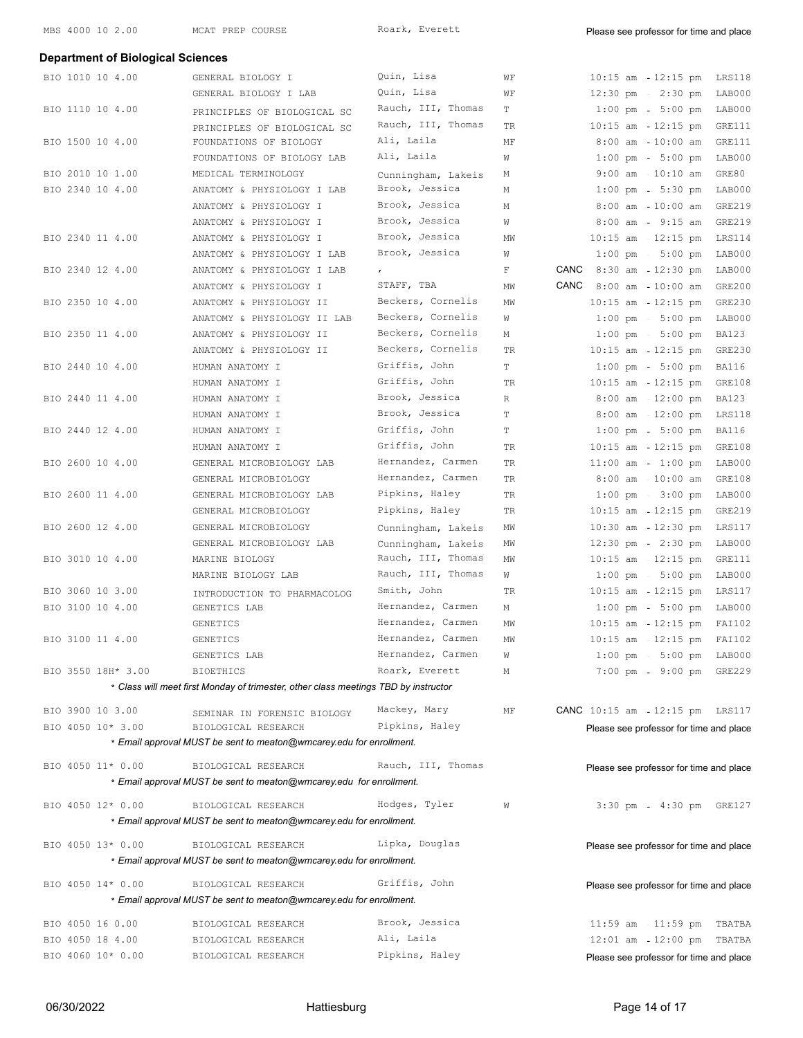| | | | | | |
|---|---|---|---|---|---|
| MBS 4000 10 2.00 | MCAT PREP COURSE | Roark, Everett | | Please see professor for time and place | |

## Department of Biological Sciences

| Course | Title | Instructor | Days | Time | Room |
|---|---|---|---|---|---|
| BIO 1010 10 4.00 | GENERAL BIOLOGY I | Quin, Lisa | WF | 10:15 am - 12:15 pm | LRS118 |
| | GENERAL BIOLOGY I LAB | Quin, Lisa | WF | 12:30 pm - 2:30 pm | LAB000 |
| BIO 1110 10 4.00 | PRINCIPLES OF BIOLOGICAL SC | Rauch, III, Thomas | T | 1:00 pm - 5:00 pm | LAB000 |
| | PRINCIPLES OF BIOLOGICAL SC | Rauch, III, Thomas | TR | 10:15 am - 12:15 pm | GRE111 |
| BIO 1500 10 4.00 | FOUNDATIONS OF BIOLOGY | Ali, Laila | MF | 8:00 am - 10:00 am | GRE111 |
| | FOUNDATIONS OF BIOLOGY LAB | Ali, Laila | W | 1:00 pm - 5:00 pm | LAB000 |
| BIO 2010 10 1.00 | MEDICAL TERMINOLOGY | Cunningham, Lakeis | M | 9:00 am - 10:10 am | GRE80 |
| BIO 2340 10 4.00 | ANATOMY & PHYSIOLOGY I LAB | Brook, Jessica | M | 1:00 pm - 5:30 pm | LAB000 |
| | ANATOMY & PHYSIOLOGY I | Brook, Jessica | M | 8:00 am - 10:00 am | GRE219 |
| | ANATOMY & PHYSIOLOGY I | Brook, Jessica | W | 8:00 am - 9:15 am | GRE219 |
| BIO 2340 11 4.00 | ANATOMY & PHYSIOLOGY I | Brook, Jessica | MW | 10:15 am - 12:15 pm | LRS114 |
| | ANATOMY & PHYSIOLOGY I LAB | Brook, Jessica | W | 1:00 pm - 5:00 pm | LAB000 |
| BIO 2340 12 4.00 | ANATOMY & PHYSIOLOGY I LAB | , | F | CANC 8:30 am - 12:30 pm | LAB000 |
| | ANATOMY & PHYSIOLOGY I | STAFF, TBA | MW | CANC 8:00 am - 10:00 am | GRE200 |
| BIO 2350 10 4.00 | ANATOMY & PHYSIOLOGY II | Beckers, Cornelis | MW | 10:15 am - 12:15 pm | GRE230 |
| | ANATOMY & PHYSIOLOGY II LAB | Beckers, Cornelis | W | 1:00 pm - 5:00 pm | LAB000 |
| BIO 2350 11 4.00 | ANATOMY & PHYSIOLOGY II | Beckers, Cornelis | M | 1:00 pm - 5:00 pm | BA123 |
| | ANATOMY & PHYSIOLOGY II | Beckers, Cornelis | TR | 10:15 am - 12:15 pm | GRE230 |
| BIO 2440 10 4.00 | HUMAN ANATOMY I | Griffis, John | T | 1:00 pm - 5:00 pm | BA116 |
| | HUMAN ANATOMY I | Griffis, John | TR | 10:15 am - 12:15 pm | GRE108 |
| BIO 2440 11 4.00 | HUMAN ANATOMY I | Brook, Jessica | R | 8:00 am - 12:00 pm | BA123 |
| | HUMAN ANATOMY I | Brook, Jessica | T | 8:00 am - 12:00 pm | LRS118 |
| BIO 2440 12 4.00 | HUMAN ANATOMY I | Griffis, John | T | 1:00 pm - 5:00 pm | BA116 |
| | HUMAN ANATOMY I | Griffis, John | TR | 10:15 am - 12:15 pm | GRE108 |
| BIO 2600 10 4.00 | GENERAL MICROBIOLOGY LAB | Hernandez, Carmen | TR | 11:00 am - 1:00 pm | LAB000 |
| | GENERAL MICROBIOLOGY | Hernandez, Carmen | TR | 8:00 am - 10:00 am | GRE108 |
| BIO 2600 11 4.00 | GENERAL MICROBIOLOGY LAB | Pipkins, Haley | TR | 1:00 pm - 3:00 pm | LAB000 |
| | GENERAL MICROBIOLOGY | Pipkins, Haley | TR | 10:15 am - 12:15 pm | GRE219 |
| BIO 2600 12 4.00 | GENERAL MICROBIOLOGY | Cunningham, Lakeis | MW | 10:30 am - 12:30 pm | LRS117 |
| | GENERAL MICROBIOLOGY LAB | Cunningham, Lakeis | MW | 12:30 pm - 2:30 pm | LAB000 |
| BIO 3010 10 4.00 | MARINE BIOLOGY | Rauch, III, Thomas | MW | 10:15 am - 12:15 pm | GRE111 |
| | MARINE BIOLOGY LAB | Rauch, III, Thomas | W | 1:00 pm - 5:00 pm | LAB000 |
| BIO 3060 10 3.00 | INTRODUCTION TO PHARMACOLOG | Smith, John | TR | 10:15 am - 12:15 pm | LRS117 |
| BIO 3100 10 4.00 | GENETICS LAB | Hernandez, Carmen | M | 1:00 pm - 5:00 pm | LAB000 |
| | GENETICS | Hernandez, Carmen | MW | 10:15 am - 12:15 pm | FAI102 |
| BIO 3100 11 4.00 | GENETICS | Hernandez, Carmen | MW | 10:15 am - 12:15 pm | FAI102 |
| | GENETICS LAB | Hernandez, Carmen | W | 1:00 pm - 5:00 pm | LAB000 |
| BIO 3550 18H* 3.00 | BIOETHICS | Roark, Everett | M | 7:00 pm - 9:00 pm | GRE229 |
| | *\* Class will meet first Monday of trimester, other class meetings TBD by instructor* | | | | |
| BIO 3900 10 3.00 | SEMINAR IN FORENSIC BIOLOGY | Mackey, Mary | MF | CANC 10:15 am - 12:15 pm | LRS117 |
| BIO 4050 10* 3.00 | BIOLOGICAL RESEARCH | Pipkins, Haley | | Please see professor for time and place | |
| | *\* Email approval MUST be sent to meaton@wmcarey.edu for enrollment.* | | | | |
| BIO 4050 11* 0.00 | BIOLOGICAL RESEARCH | Rauch, III, Thomas | | Please see professor for time and place | |
| | *\* Email approval MUST be sent to meaton@wmcarey.edu for enrollment.* | | | | |
| BIO 4050 12* 0.00 | BIOLOGICAL RESEARCH | Hodges, Tyler | W | 3:30 pm - 4:30 pm | GRE127 |
| | *\* Email approval MUST be sent to meaton@wmcarey.edu for enrollment.* | | | | |
| BIO 4050 13* 0.00 | BIOLOGICAL RESEARCH | Lipka, Douglas | | Please see professor for time and place | |
| | *\* Email approval MUST be sent to meaton@wmcarey.edu for enrollment.* | | | | |
| BIO 4050 14* 0.00 | BIOLOGICAL RESEARCH | Griffis, John | | Please see professor for time and place | |
| | *\* Email approval MUST be sent to meaton@wmcarey.edu for enrollment.* | | | | |
| BIO 4050 16 0.00 | BIOLOGICAL RESEARCH | Brook, Jessica | | 11:59 am - 11:59 pm | TBATBA |
| BIO 4050 18 4.00 | BIOLOGICAL RESEARCH | Ali, Laila | | 12:01 am - 12:00 pm | TBATBA |
| BIO 4060 10* 0.00 | BIOLOGICAL RESEARCH | Pipkins, Haley | | Please see professor for time and place | |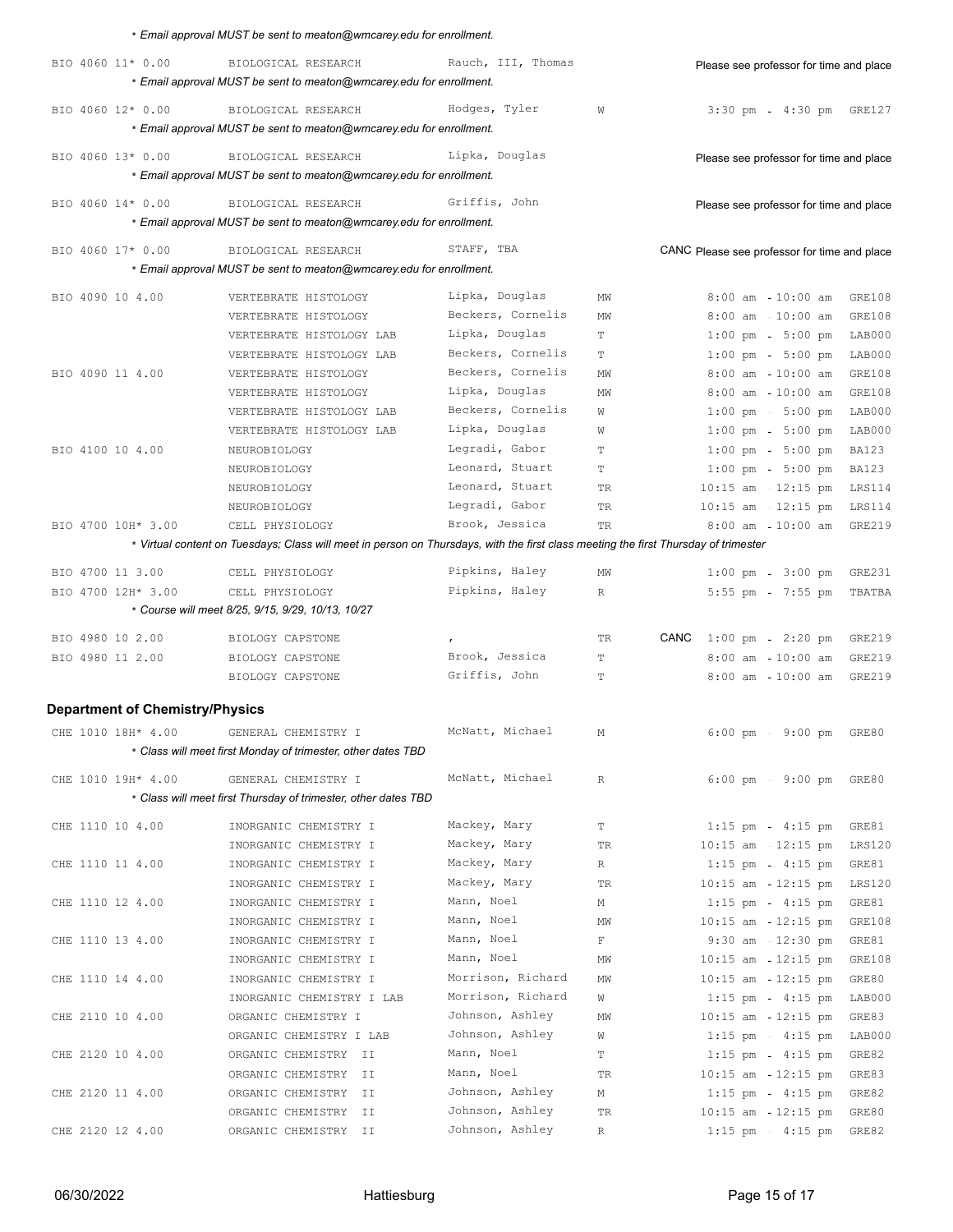* *Email approval MUST be sent to meaton@wmcarey.edu for enrollment.*

| Course | Title | Instructor | Days | Status | Time | Room |
|---|---|---|---|---|---|---|
| BIO 4060 11* 0.00 | BIOLOGICAL RESEARCH | Rauch, III, Thomas | | | Please see professor for time and place | |
| | * *Email approval MUST be sent to meaton@wmcarey.edu for enrollment.* | | | | | |
| BIO 4060 12* 0.00 | BIOLOGICAL RESEARCH | Hodges, Tyler | W | | 3:30 pm - 4:30 pm | GRE127 |
| | * *Email approval MUST be sent to meaton@wmcarey.edu for enrollment.* | | | | | |
| BIO 4060 13* 0.00 | BIOLOGICAL RESEARCH | Lipka, Douglas | | | Please see professor for time and place | |
| | * *Email approval MUST be sent to meaton@wmcarey.edu for enrollment.* | | | | | |
| BIO 4060 14* 0.00 | BIOLOGICAL RESEARCH | Griffis, John | | | Please see professor for time and place | |
| | * *Email approval MUST be sent to meaton@wmcarey.edu for enrollment.* | | | | | |
| BIO 4060 17* 0.00 | BIOLOGICAL RESEARCH | STAFF, TBA | | CANC | Please see professor for time and place | |
| | * *Email approval MUST be sent to meaton@wmcarey.edu for enrollment.* | | | | | |
| BIO 4090 10 4.00 | VERTEBRATE HISTOLOGY | Lipka, Douglas | MW | | 8:00 am - 10:00 am | GRE108 |
| | VERTEBRATE HISTOLOGY | Beckers, Cornelis | MW | | 8:00 am - 10:00 am | GRE108 |
| | VERTEBRATE HISTOLOGY LAB | Lipka, Douglas | T | | 1:00 pm - 5:00 pm | LAB000 |
| | VERTEBRATE HISTOLOGY LAB | Beckers, Cornelis | T | | 1:00 pm - 5:00 pm | LAB000 |
| BIO 4090 11 4.00 | VERTEBRATE HISTOLOGY | Beckers, Cornelis | MW | | 8:00 am - 10:00 am | GRE108 |
| | VERTEBRATE HISTOLOGY | Lipka, Douglas | MW | | 8:00 am - 10:00 am | GRE108 |
| | VERTEBRATE HISTOLOGY LAB | Beckers, Cornelis | W | | 1:00 pm - 5:00 pm | LAB000 |
| | VERTEBRATE HISTOLOGY LAB | Lipka, Douglas | W | | 1:00 pm - 5:00 pm | LAB000 |
| BIO 4100 10 4.00 | NEUROBIOLOGY | Legradi, Gabor | T | | 1:00 pm - 5:00 pm | BA123 |
| | NEUROBIOLOGY | Leonard, Stuart | T | | 1:00 pm - 5:00 pm | BA123 |
| | NEUROBIOLOGY | Leonard, Stuart | TR | | 10:15 am - 12:15 pm | LRS114 |
| | NEUROBIOLOGY | Legradi, Gabor | TR | | 10:15 am - 12:15 pm | LRS114 |
| BIO 4700 10H* 3.00 | CELL PHYSIOLOGY | Brook, Jessica | TR | | 8:00 am - 10:00 am | GRE219 |
| | * *Virtual content on Tuesdays; Class will meet in person on Thursdays, with the first class meeting the first Thursday of trimester* | | | | | |
| BIO 4700 11 3.00 | CELL PHYSIOLOGY | Pipkins, Haley | MW | | 1:00 pm - 3:00 pm | GRE231 |
| BIO 4700 12H* 3.00 | CELL PHYSIOLOGY | Pipkins, Haley | R | | 5:55 pm - 7:55 pm | TBATBA |
| | * *Course will meet 8/25, 9/15, 9/29, 10/13, 10/27* | | | | | |
| BIO 4980 10 2.00 | BIOLOGY CAPSTONE | , | TR | CANC | 1:00 pm - 2:20 pm | GRE219 |
| BIO 4980 11 2.00 | BIOLOGY CAPSTONE | Brook, Jessica | T | | 8:00 am - 10:00 am | GRE219 |
| | BIOLOGY CAPSTONE | Griffis, John | T | | 8:00 am - 10:00 am | GRE219 |

### Department of Chemistry/Physics

| Course | Title | Instructor | Days | Status | Time | Room |
|---|---|---|---|---|---|---|
| CHE 1010 18H* 4.00 | GENERAL CHEMISTRY I | McNatt, Michael | M | | 6:00 pm - 9:00 pm | GRE80 |
| | * *Class will meet first Monday of trimester, other dates TBD* | | | | | |
| CHE 1010 19H* 4.00 | GENERAL CHEMISTRY I | McNatt, Michael | R | | 6:00 pm - 9:00 pm | GRE80 |
| | * *Class will meet first Thursday of trimester, other dates TBD* | | | | | |
| CHE 1110 10 4.00 | INORGANIC CHEMISTRY I | Mackey, Mary | T | | 1:15 pm - 4:15 pm | GRE81 |
| | INORGANIC CHEMISTRY I | Mackey, Mary | TR | | 10:15 am - 12:15 pm | LRS120 |
| CHE 1110 11 4.00 | INORGANIC CHEMISTRY I | Mackey, Mary | R | | 1:15 pm - 4:15 pm | GRE81 |
| | INORGANIC CHEMISTRY I | Mackey, Mary | TR | | 10:15 am - 12:15 pm | LRS120 |
| CHE 1110 12 4.00 | INORGANIC CHEMISTRY I | Mann, Noel | M | | 1:15 pm - 4:15 pm | GRE81 |
| | INORGANIC CHEMISTRY I | Mann, Noel | MW | | 10:15 am - 12:15 pm | GRE108 |
| CHE 1110 13 4.00 | INORGANIC CHEMISTRY I | Mann, Noel | F | | 9:30 am - 12:30 pm | GRE81 |
| | INORGANIC CHEMISTRY I | Mann, Noel | MW | | 10:15 am - 12:15 pm | GRE108 |
| CHE 1110 14 4.00 | INORGANIC CHEMISTRY I | Morrison, Richard | MW | | 10:15 am - 12:15 pm | GRE80 |
| | INORGANIC CHEMISTRY I LAB | Morrison, Richard | W | | 1:15 pm - 4:15 pm | LAB000 |
| CHE 2110 10 4.00 | ORGANIC CHEMISTRY I | Johnson, Ashley | MW | | 10:15 am - 12:15 pm | GRE83 |
| | ORGANIC CHEMISTRY I LAB | Johnson, Ashley | W | | 1:15 pm - 4:15 pm | LAB000 |
| CHE 2120 10 4.00 | ORGANIC CHEMISTRY II | Mann, Noel | T | | 1:15 pm - 4:15 pm | GRE82 |
| | ORGANIC CHEMISTRY II | Mann, Noel | TR | | 10:15 am - 12:15 pm | GRE83 |
| CHE 2120 11 4.00 | ORGANIC CHEMISTRY II | Johnson, Ashley | M | | 1:15 pm - 4:15 pm | GRE82 |
| | ORGANIC CHEMISTRY II | Johnson, Ashley | TR | | 10:15 am - 12:15 pm | GRE80 |
| CHE 2120 12 4.00 | ORGANIC CHEMISTRY II | Johnson, Ashley | R | | 1:15 pm - 4:15 pm | GRE82 |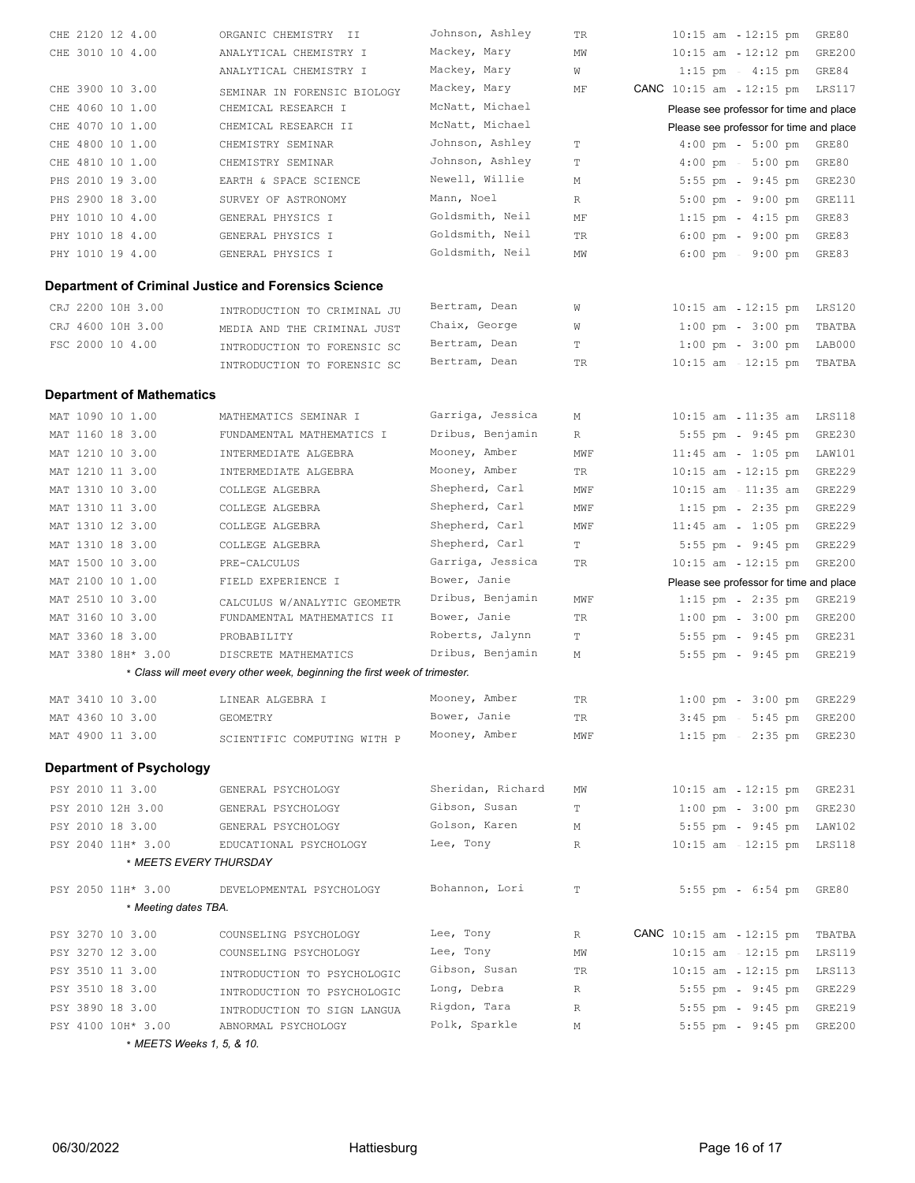| Course | Title | Instructor | Days | Status | Time | Room |
|---|---|---|---|---|---|---|
| CHE 2120 12 4.00 | ORGANIC CHEMISTRY II | Johnson, Ashley | TR | | 10:15 am - 12:15 pm | GRE80 |
| CHE 3010 10 4.00 | ANALYTICAL CHEMISTRY I | Mackey, Mary | MW | | 10:15 am - 12:12 pm | GRE200 |
| | ANALYTICAL CHEMISTRY I | Mackey, Mary | W | | 1:15 pm - 4:15 pm | GRE84 |
| CHE 3900 10 3.00 | SEMINAR IN FORENSIC BIOLOGY | Mackey, Mary | MF | CANC | 10:15 am - 12:15 pm | LRS117 |
| CHE 4060 10 1.00 | CHEMICAL RESEARCH I | McNatt, Michael | | | Please see professor for time and place | |
| CHE 4070 10 1.00 | CHEMICAL RESEARCH II | McNatt, Michael | | | Please see professor for time and place | |
| CHE 4800 10 1.00 | CHEMISTRY SEMINAR | Johnson, Ashley | T | | 4:00 pm - 5:00 pm | GRE80 |
| CHE 4810 10 1.00 | CHEMISTRY SEMINAR | Johnson, Ashley | T | | 4:00 pm - 5:00 pm | GRE80 |
| PHS 2010 19 3.00 | EARTH & SPACE SCIENCE | Newell, Willie | M | | 5:55 pm - 9:45 pm | GRE230 |
| PHS 2900 18 3.00 | SURVEY OF ASTRONOMY | Mann, Noel | R | | 5:00 pm - 9:00 pm | GRE111 |
| PHY 1010 10 4.00 | GENERAL PHYSICS I | Goldsmith, Neil | MF | | 1:15 pm - 4:15 pm | GRE83 |
| PHY 1010 18 4.00 | GENERAL PHYSICS I | Goldsmith, Neil | TR | | 6:00 pm - 9:00 pm | GRE83 |
| PHY 1010 19 4.00 | GENERAL PHYSICS I | Goldsmith, Neil | MW | | 6:00 pm - 9:00 pm | GRE83 |

### Department of Criminal Justice and Forensics Science

| Course | Title | Instructor | Days | Status | Time | Room |
|---|---|---|---|---|---|---|
| CRJ 2200 10H 3.00 | INTRODUCTION TO CRIMINAL JU | Bertram, Dean | W | | 10:15 am - 12:15 pm | LRS120 |
| CRJ 4600 10H 3.00 | MEDIA AND THE CRIMINAL JUST | Chaix, George | W | | 1:00 pm - 3:00 pm | TBATBA |
| FSC 2000 10 4.00 | INTRODUCTION TO FORENSIC SC | Bertram, Dean | T | | 1:00 pm - 3:00 pm | LAB000 |
| | INTRODUCTION TO FORENSIC SC | Bertram, Dean | TR | | 10:15 am - 12:15 pm | TBATBA |

### Department of Mathematics

| Course | Title | Instructor | Days | Status | Time | Room |
|---|---|---|---|---|---|---|
| MAT 1090 10 1.00 | MATHEMATICS SEMINAR I | Garriga, Jessica | M | | 10:15 am - 11:35 am | LRS118 |
| MAT 1160 18 3.00 | FUNDAMENTAL MATHEMATICS I | Dribus, Benjamin | R | | 5:55 pm - 9:45 pm | GRE230 |
| MAT 1210 10 3.00 | INTERMEDIATE ALGEBRA | Mooney, Amber | MWF | | 11:45 am - 1:05 pm | LAW101 |
| MAT 1210 11 3.00 | INTERMEDIATE ALGEBRA | Mooney, Amber | TR | | 10:15 am - 12:15 pm | GRE229 |
| MAT 1310 10 3.00 | COLLEGE ALGEBRA | Shepherd, Carl | MWF | | 10:15 am - 11:35 am | GRE229 |
| MAT 1310 11 3.00 | COLLEGE ALGEBRA | Shepherd, Carl | MWF | | 1:15 pm - 2:35 pm | GRE229 |
| MAT 1310 12 3.00 | COLLEGE ALGEBRA | Shepherd, Carl | MWF | | 11:45 am - 1:05 pm | GRE229 |
| MAT 1310 18 3.00 | COLLEGE ALGEBRA | Shepherd, Carl | T | | 5:55 pm - 9:45 pm | GRE229 |
| MAT 1500 10 3.00 | PRE-CALCULUS | Garriga, Jessica | TR | | 10:15 am - 12:15 pm | GRE200 |
| MAT 2100 10 1.00 | FIELD EXPERIENCE I | Bower, Janie | | | Please see professor for time and place | |
| MAT 2510 10 3.00 | CALCULUS W/ANALYTIC GEOMETR | Dribus, Benjamin | MWF | | 1:15 pm - 2:35 pm | GRE219 |
| MAT 3160 10 3.00 | FUNDAMENTAL MATHEMATICS II | Bower, Janie | TR | | 1:00 pm - 3:00 pm | GRE200 |
| MAT 3360 18 3.00 | PROBABILITY | Roberts, Jalynn | T | | 5:55 pm - 9:45 pm | GRE231 |
| MAT 3380 18H* 3.00 | DISCRETE MATHEMATICS | Dribus, Benjamin | M | | 5:55 pm - 9:45 pm | GRE219 |
| | *\* Class will meet every other week, beginning the first week of trimester.* | | | | | |
| MAT 3410 10 3.00 | LINEAR ALGEBRA I | Mooney, Amber | TR | | 1:00 pm - 3:00 pm | GRE229 |
| MAT 4360 10 3.00 | GEOMETRY | Bower, Janie | TR | | 3:45 pm - 5:45 pm | GRE200 |
| MAT 4900 11 3.00 | SCIENTIFIC COMPUTING WITH P | Mooney, Amber | MWF | | 1:15 pm - 2:35 pm | GRE230 |

### Department of Psychology

| Course | Title | Instructor | Days | Status | Time | Room |
|---|---|---|---|---|---|---|
| PSY 2010 11 3.00 | GENERAL PSYCHOLOGY | Sheridan, Richard | MW | | 10:15 am - 12:15 pm | GRE231 |
| PSY 2010 12H 3.00 | GENERAL PSYCHOLOGY | Gibson, Susan | T | | 1:00 pm - 3:00 pm | GRE230 |
| PSY 2010 18 3.00 | GENERAL PSYCHOLOGY | Golson, Karen | M | | 5:55 pm - 9:45 pm | LAW102 |
| PSY 2040 11H* 3.00 | EDUCATIONAL PSYCHOLOGY | Lee, Tony | R | | 10:15 am - 12:15 pm | LRS118 |
| *\* MEETS EVERY THURSDAY* | | | | | | |
| PSY 2050 11H* 3.00 | DEVELOPMENTAL PSYCHOLOGY | Bohannon, Lori | T | | 5:55 pm - 6:54 pm | GRE80 |
| *\* Meeting dates TBA.* | | | | | | |
| PSY 3270 10 3.00 | COUNSELING PSYCHOLOGY | Lee, Tony | R | CANC | 10:15 am - 12:15 pm | TBATBA |
| PSY 3270 12 3.00 | COUNSELING PSYCHOLOGY | Lee, Tony | MW | | 10:15 am - 12:15 pm | LRS119 |
| PSY 3510 11 3.00 | INTRODUCTION TO PSYCHOLOGIC | Gibson, Susan | TR | | 10:15 am - 12:15 pm | LRS113 |
| PSY 3510 18 3.00 | INTRODUCTION TO PSYCHOLOGIC | Long, Debra | R | | 5:55 pm - 9:45 pm | GRE229 |
| PSY 3890 18 3.00 | INTRODUCTION TO SIGN LANGUA | Rigdon, Tara | R | | 5:55 pm - 9:45 pm | GRE219 |
| PSY 4100 10H* 3.00 | ABNORMAL PSYCHOLOGY | Polk, Sparkle | M | | 5:55 pm - 9:45 pm | GRE200 |
| *\* MEETS Weeks 1, 5, & 10.* | | | | | | |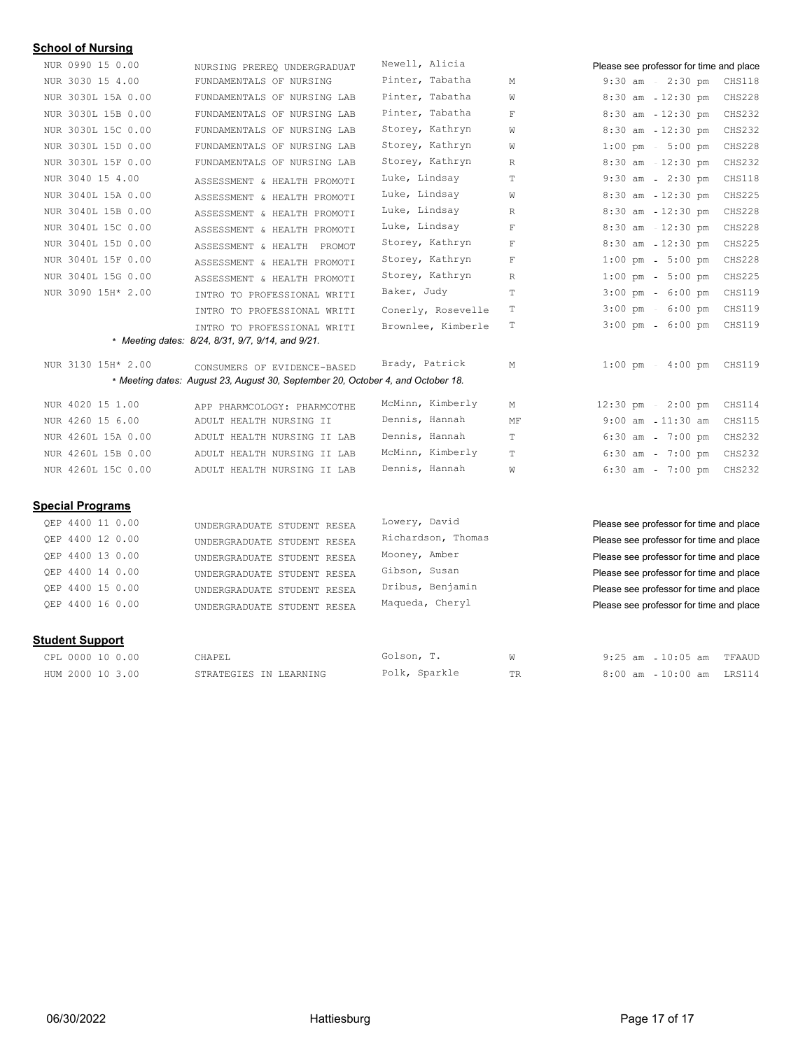## School of Nursing

| | | | | | |
|---|---|---|---|---|---|
| NUR 0990 15 0.00 | NURSING PREREQ UNDERGRADUAT | Newell, Alicia | | Please see professor for time and place | |
| NUR 3030 15 4.00 | FUNDAMENTALS OF NURSING | Pinter, Tabatha | M | 9:30 am - 2:30 pm | CHS118 |
| NUR 3030L 15A 0.00 | FUNDAMENTALS OF NURSING LAB | Pinter, Tabatha | W | 8:30 am - 12:30 pm | CHS228 |
| NUR 3030L 15B 0.00 | FUNDAMENTALS OF NURSING LAB | Pinter, Tabatha | F | 8:30 am - 12:30 pm | CHS232 |
| NUR 3030L 15C 0.00 | FUNDAMENTALS OF NURSING LAB | Storey, Kathryn | W | 8:30 am - 12:30 pm | CHS232 |
| NUR 3030L 15D 0.00 | FUNDAMENTALS OF NURSING LAB | Storey, Kathryn | W | 1:00 pm - 5:00 pm | CHS228 |
| NUR 3030L 15F 0.00 | FUNDAMENTALS OF NURSING LAB | Storey, Kathryn | R | 8:30 am - 12:30 pm | CHS232 |
| NUR 3040 15 4.00 | ASSESSMENT & HEALTH PROMOTI | Luke, Lindsay | T | 9:30 am - 2:30 pm | CHS118 |
| NUR 3040L 15A 0.00 | ASSESSMENT & HEALTH PROMOTI | Luke, Lindsay | W | 8:30 am - 12:30 pm | CHS225 |
| NUR 3040L 15B 0.00 | ASSESSMENT & HEALTH PROMOTI | Luke, Lindsay | R | 8:30 am - 12:30 pm | CHS228 |
| NUR 3040L 15C 0.00 | ASSESSMENT & HEALTH PROMOTI | Luke, Lindsay | F | 8:30 am - 12:30 pm | CHS228 |
| NUR 3040L 15D 0.00 | ASSESSMENT & HEALTH PROMOT | Storey, Kathryn | F | 8:30 am - 12:30 pm | CHS225 |
| NUR 3040L 15F 0.00 | ASSESSMENT & HEALTH PROMOTI | Storey, Kathryn | F | 1:00 pm - 5:00 pm | CHS228 |
| NUR 3040L 15G 0.00 | ASSESSMENT & HEALTH PROMOTI | Storey, Kathryn | R | 1:00 pm - 5:00 pm | CHS225 |
| NUR 3090 15H* 2.00 | INTRO TO PROFESSIONAL WRITI | Baker, Judy | T | 3:00 pm - 6:00 pm | CHS119 |
| | INTRO TO PROFESSIONAL WRITI | Conerly, Rosevelle | T | 3:00 pm - 6:00 pm | CHS119 |
| | INTRO TO PROFESSIONAL WRITI | Brownlee, Kimberle | T | 3:00 pm - 6:00 pm | CHS119 |
| | *\* Meeting dates: 8/24, 8/31, 9/7, 9/14, and 9/21.* | | | | |
| NUR 3130 15H* 2.00 | CONSUMERS OF EVIDENCE-BASED | Brady, Patrick | M | 1:00 pm - 4:00 pm | CHS119 |
| | *\* Meeting dates: August 23, August 30, September 20, October 4, and October 18.* | | | | |
| NUR 4020 15 1.00 | APP PHARMCOLOGY: PHARMCOTHE | McMinn, Kimberly | M | 12:30 pm - 2:00 pm | CHS114 |
| NUR 4260 15 6.00 | ADULT HEALTH NURSING II | Dennis, Hannah | MF | 9:00 am - 11:30 am | CHS115 |
| NUR 4260L 15A 0.00 | ADULT HEALTH NURSING II LAB | Dennis, Hannah | T | 6:30 am - 7:00 pm | CHS232 |
| NUR 4260L 15B 0.00 | ADULT HEALTH NURSING II LAB | McMinn, Kimberly | T | 6:30 am - 7:00 pm | CHS232 |
| NUR 4260L 15C 0.00 | ADULT HEALTH NURSING II LAB | Dennis, Hannah | W | 6:30 am - 7:00 pm | CHS232 |

## Special Programs

| | | | | | |
|---|---|---|---|---|---|
| QEP 4400 11 0.00 | UNDERGRADUATE STUDENT RESEA | Lowery, David | | Please see professor for time and place | |
| QEP 4400 12 0.00 | UNDERGRADUATE STUDENT RESEA | Richardson, Thomas | | Please see professor for time and place | |
| QEP 4400 13 0.00 | UNDERGRADUATE STUDENT RESEA | Mooney, Amber | | Please see professor for time and place | |
| QEP 4400 14 0.00 | UNDERGRADUATE STUDENT RESEA | Gibson, Susan | | Please see professor for time and place | |
| QEP 4400 15 0.00 | UNDERGRADUATE STUDENT RESEA | Dribus, Benjamin | | Please see professor for time and place | |
| QEP 4400 16 0.00 | UNDERGRADUATE STUDENT RESEA | Maqueda, Cheryl | | Please see professor for time and place | |

## Student Support

| | | | | | |
|---|---|---|---|---|---|
| CPL 0000 10 0.00 | CHAPEL | Golson, T. | W | 9:25 am - 10:05 am | TFAAUD |
| HUM 2000 10 3.00 | STRATEGIES IN LEARNING | Polk, Sparkle | TR | 8:00 am - 10:00 am | LRS114 |

06/30/2022 Hattiesburg